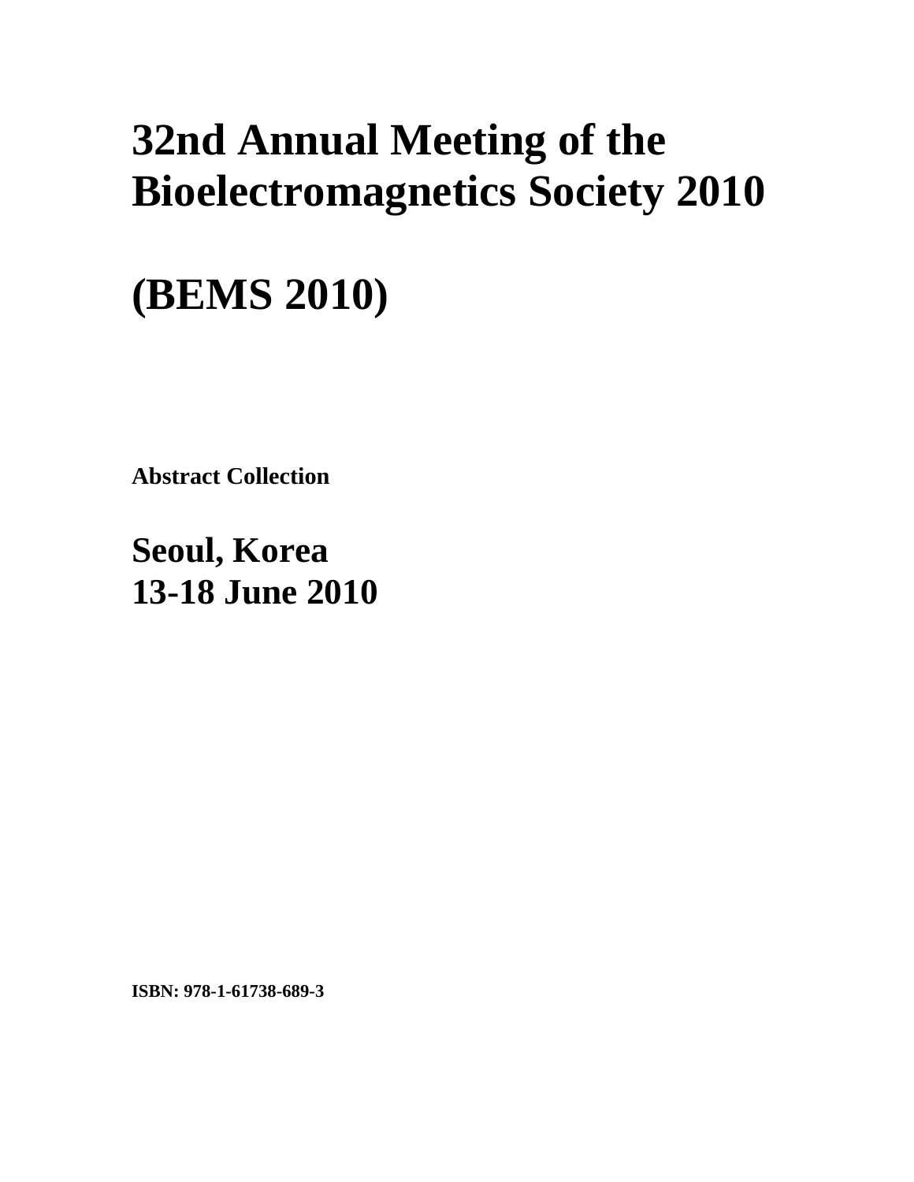# 32nd Annual Meeting of the Bioelectromagnetics Society 2010

# (BEMS 2010)

**Abstract Collection**

## Seoul, Korea
## 13-18 June 2010

**ISBN: 978-1-61738-689-3**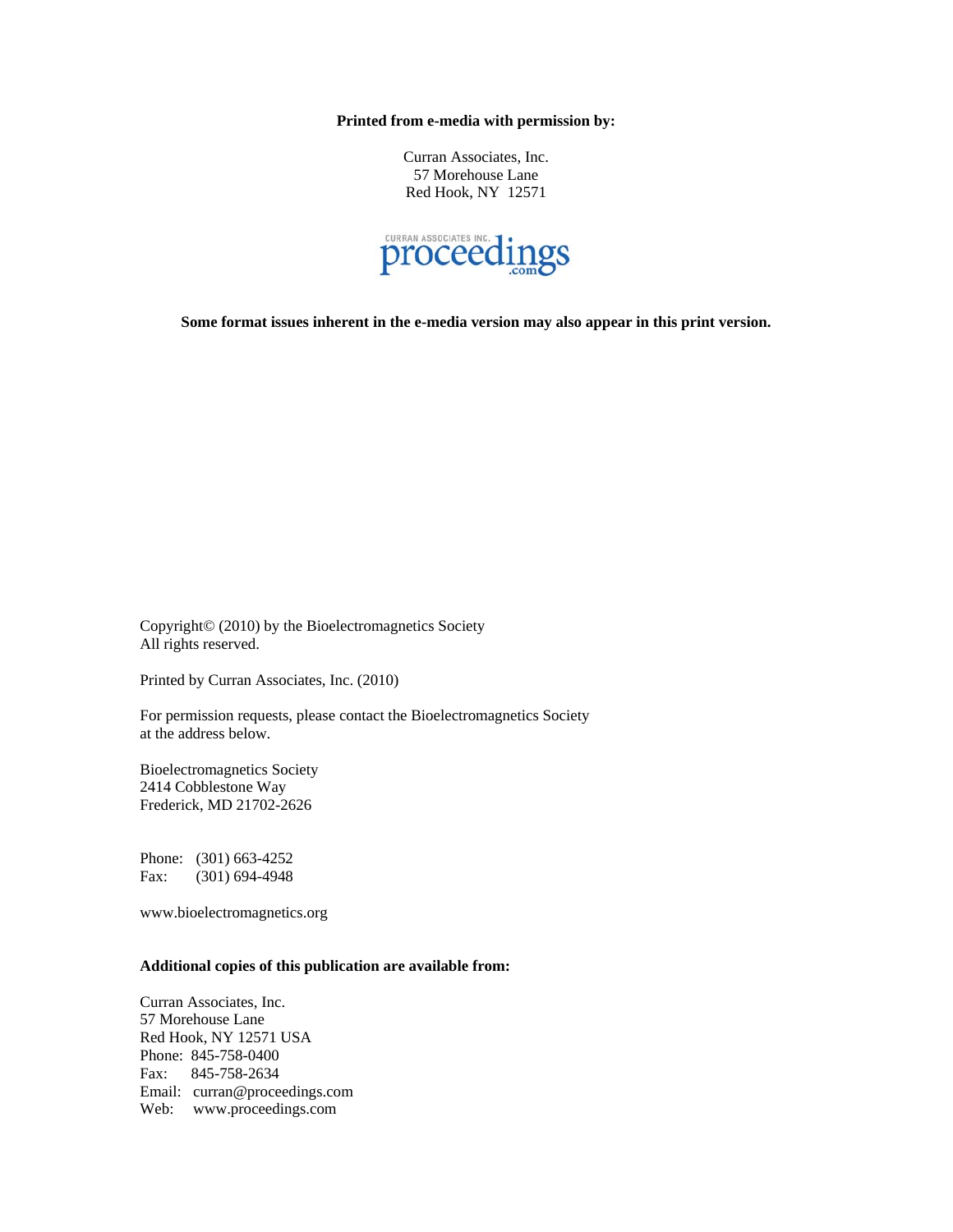**Printed from e-media with permission by:**

Curran Associates, Inc.
57 Morehouse Lane
Red Hook, NY 12571

CURRAN ASSOCIATES INC.
proceedings
.com

**Some format issues inherent in the e-media version may also appear in this print version.**

Copyright© (2010) by the Bioelectromagnetics Society
All rights reserved.

Printed by Curran Associates, Inc. (2010)

For permission requests, please contact the Bioelectromagnetics Society
at the address below.

Bioelectromagnetics Society
2414 Cobblestone Way
Frederick, MD 21702-2626

Phone: (301) 663-4252
Fax: (301) 694-4948

www.bioelectromagnetics.org

**Additional copies of this publication are available from:**

Curran Associates, Inc.
57 Morehouse Lane
Red Hook, NY 12571 USA
Phone: 845-758-0400
Fax: 845-758-2634
Email: curran@proceedings.com
Web: www.proceedings.com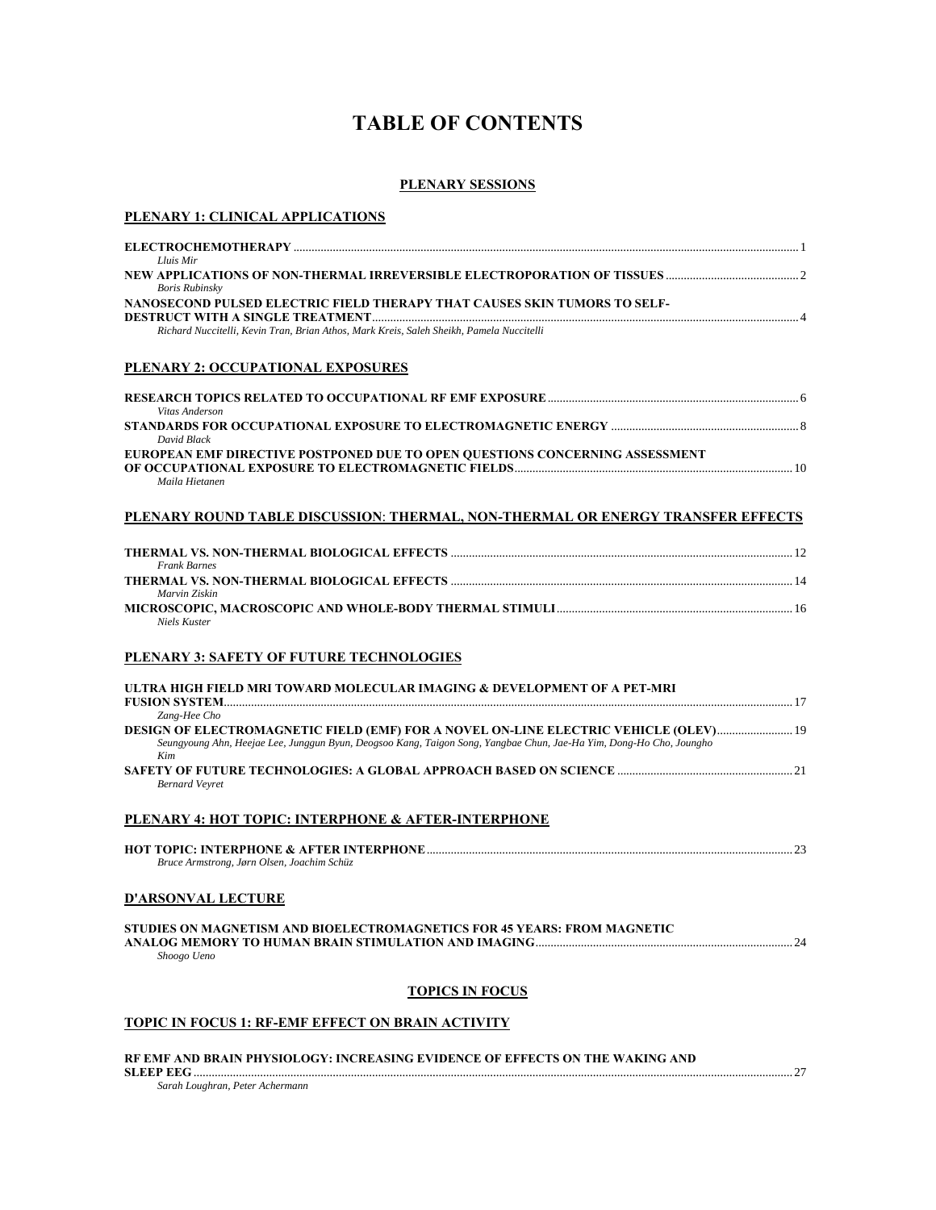# TABLE OF CONTENTS

## PLENARY SESSIONS

### PLENARY 1: CLINICAL APPLICATIONS

**ELECTROCHEMOTHERAPY** ........ 1
*Lluis Mir*

**NEW APPLICATIONS OF NON-THERMAL IRREVERSIBLE ELECTROPORATION OF TISSUES** ........ 2
*Boris Rubinsky*

**NANOSECOND PULSED ELECTRIC FIELD THERAPY THAT CAUSES SKIN TUMORS TO SELF-DESTRUCT WITH A SINGLE TREATMENT** ........ 4
*Richard Nuccitelli, Kevin Tran, Brian Athos, Mark Kreis, Saleh Sheikh, Pamela Nuccitelli*

### PLENARY 2: OCCUPATIONAL EXPOSURES

**RESEARCH TOPICS RELATED TO OCCUPATIONAL RF EMF EXPOSURE** ........ 6
*Vitas Anderson*

**STANDARDS FOR OCCUPATIONAL EXPOSURE TO ELECTROMAGNETIC ENERGY** ........ 8
*David Black*

**EUROPEAN EMF DIRECTIVE POSTPONED DUE TO OPEN QUESTIONS CONCERNING ASSESSMENT OF OCCUPATIONAL EXPOSURE TO ELECTROMAGNETIC FIELDS** ........ 10
*Maila Hietanen*

### PLENARY ROUND TABLE DISCUSSION: THERMAL, NON-THERMAL OR ENERGY TRANSFER EFFECTS

**THERMAL VS. NON-THERMAL BIOLOGICAL EFFECTS** ........ 12
*Frank Barnes*

**THERMAL VS. NON-THERMAL BIOLOGICAL EFFECTS** ........ 14
*Marvin Ziskin*

**MICROSCOPIC, MACROSCOPIC AND WHOLE-BODY THERMAL STIMULI** ........ 16
*Niels Kuster*

### PLENARY 3: SAFETY OF FUTURE TECHNOLOGIES

**ULTRA HIGH FIELD MRI TOWARD MOLECULAR IMAGING & DEVELOPMENT OF A PET-MRI FUSION SYSTEM** ........ 17
*Zang-Hee Cho*

**DESIGN OF ELECTROMAGNETIC FIELD (EMF) FOR A NOVEL ON-LINE ELECTRIC VEHICLE (OLEV)** ........ 19
*Seungyoung Ahn, Heejae Lee, Junggun Byun, Deogsoo Kang, Taigon Song, Yangbae Chun, Jae-Ha Yim, Dong-Ho Cho, Joungho Kim*

**SAFETY OF FUTURE TECHNOLOGIES: A GLOBAL APPROACH BASED ON SCIENCE** ........ 21
*Bernard Veyret*

### PLENARY 4: HOT TOPIC: INTERPHONE & AFTER-INTERPHONE

**HOT TOPIC: INTERPHONE & AFTER INTERPHONE** ........ 23
*Bruce Armstrong, Jørn Olsen, Joachim Schüz*

### D'ARSONVAL LECTURE

**STUDIES ON MAGNETISM AND BIOELECTROMAGNETICS FOR 45 YEARS: FROM MAGNETIC ANALOG MEMORY TO HUMAN BRAIN STIMULATION AND IMAGING** ........ 24
*Shoogo Ueno*

## TOPICS IN FOCUS

### TOPIC IN FOCUS 1: RF-EMF EFFECT ON BRAIN ACTIVITY

**RF EMF AND BRAIN PHYSIOLOGY: INCREASING EVIDENCE OF EFFECTS ON THE WAKING AND SLEEP EEG** ........ 27
*Sarah Loughran, Peter Achermann*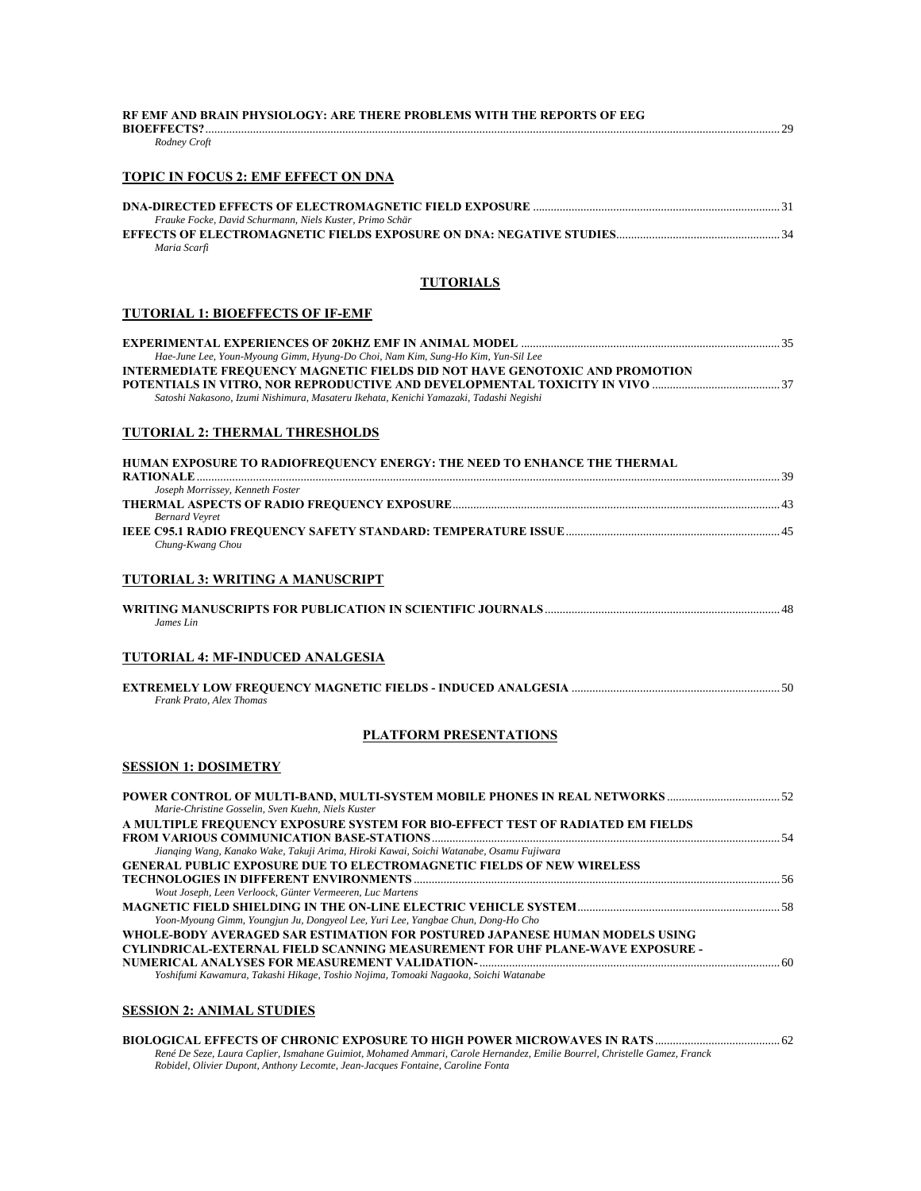**RF EMF AND BRAIN PHYSIOLOGY: ARE THERE PROBLEMS WITH THE REPORTS OF EEG BIOEFFECTS?** ........ 29
*Rodney Croft*

## TOPIC IN FOCUS 2: EMF EFFECT ON DNA

**DNA-DIRECTED EFFECTS OF ELECTROMAGNETIC FIELD EXPOSURE** ........ 31
*Frauke Focke, David Schurmann, Niels Kuster, Primo Schär*

**EFFECTS OF ELECTROMAGNETIC FIELDS EXPOSURE ON DNA: NEGATIVE STUDIES** ........ 34
*Maria Scarfi*

# TUTORIALS

## TUTORIAL 1: BIOEFFECTS OF IF-EMF

**EXPERIMENTAL EXPERIENCES OF 20KHZ EMF IN ANIMAL MODEL** ........ 35
*Hae-June Lee, Youn-Myoung Gimm, Hyung-Do Choi, Nam Kim, Sung-Ho Kim, Yun-Sil Lee*

**INTERMEDIATE FREQUENCY MAGNETIC FIELDS DID NOT HAVE GENOTOXIC AND PROMOTION POTENTIALS IN VITRO, NOR REPRODUCTIVE AND DEVELOPMENTAL TOXICITY IN VIVO** ........ 37
*Satoshi Nakasono, Izumi Nishimura, Masateru Ikehata, Kenichi Yamazaki, Tadashi Negishi*

## TUTORIAL 2: THERMAL THRESHOLDS

**HUMAN EXPOSURE TO RADIOFREQUENCY ENERGY: THE NEED TO ENHANCE THE THERMAL RATIONALE** ........ 39
*Joseph Morrissey, Kenneth Foster*

**THERMAL ASPECTS OF RADIO FREQUENCY EXPOSURE** ........ 43
*Bernard Veyret*

**IEEE C95.1 RADIO FREQUENCY SAFETY STANDARD: TEMPERATURE ISSUE** ........ 45
*Chung-Kwang Chou*

## TUTORIAL 3: WRITING A MANUSCRIPT

**WRITING MANUSCRIPTS FOR PUBLICATION IN SCIENTIFIC JOURNALS** ........ 48
*James Lin*

## TUTORIAL 4: MF-INDUCED ANALGESIA

**EXTREMELY LOW FREQUENCY MAGNETIC FIELDS - INDUCED ANALGESIA** ........ 50
*Frank Prato, Alex Thomas*

# PLATFORM PRESENTATIONS

## SESSION 1: DOSIMETRY

**POWER CONTROL OF MULTI-BAND, MULTI-SYSTEM MOBILE PHONES IN REAL NETWORKS** ........ 52
*Marie-Christine Gosselin, Sven Kuehn, Niels Kuster*

**A MULTIPLE FREQUENCY EXPOSURE SYSTEM FOR BIO-EFFECT TEST OF RADIATED EM FIELDS FROM VARIOUS COMMUNICATION BASE-STATIONS** ........ 54
*Jianqing Wang, Kanako Wake, Takuji Arima, Hiroki Kawai, Soichi Watanabe, Osamu Fujiwara*

**GENERAL PUBLIC EXPOSURE DUE TO ELECTROMAGNETIC FIELDS OF NEW WIRELESS TECHNOLOGIES IN DIFFERENT ENVIRONMENTS** ........ 56
*Wout Joseph, Leen Verloock, Günter Vermeeren, Luc Martens*

**MAGNETIC FIELD SHIELDING IN THE ON-LINE ELECTRIC VEHICLE SYSTEM** ........ 58
*Yoon-Myoung Gimm, Youngjun Ju, Dongyeol Lee, Yuri Lee, Yangbae Chun, Dong-Ho Cho*

**WHOLE-BODY AVERAGED SAR ESTIMATION FOR POSTURED JAPANESE HUMAN MODELS USING CYLINDRICAL-EXTERNAL FIELD SCANNING MEASUREMENT FOR UHF PLANE-WAVE EXPOSURE - NUMERICAL ANALYSES FOR MEASUREMENT VALIDATION-** ........ 60
*Yoshifumi Kawamura, Takashi Hikage, Toshio Nojima, Tomoaki Nagaoka, Soichi Watanabe*

## SESSION 2: ANIMAL STUDIES

**BIOLOGICAL EFFECTS OF CHRONIC EXPOSURE TO HIGH POWER MICROWAVES IN RATS** ........ 62
*René De Seze, Laura Caplier, Ismahane Guimiot, Mohamed Ammari, Carole Hernandez, Emilie Bourrel, Christelle Gamez, Franck Robidel, Olivier Dupont, Anthony Lecomte, Jean-Jacques Fontaine, Caroline Fonta*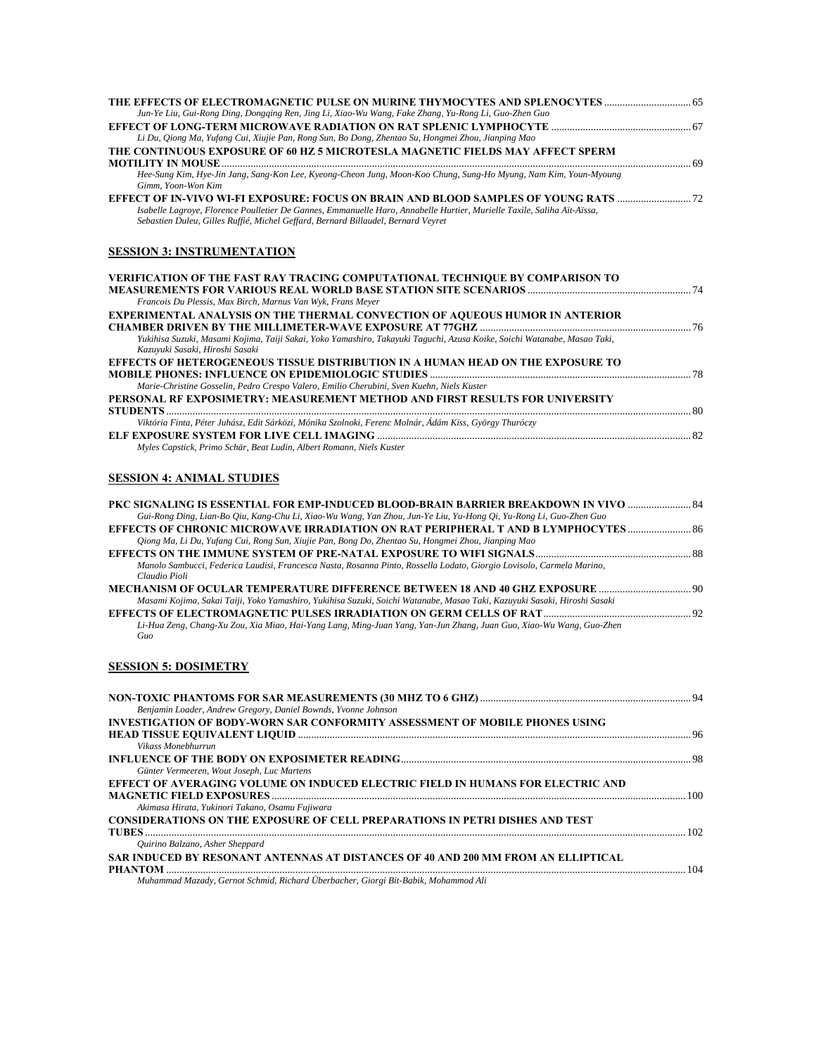**THE EFFECTS OF ELECTROMAGNETIC PULSE ON MURINE THYMOCYTES AND SPLENOCYTES** ........ 65
*Jun-Ye Liu, Gui-Rong Ding, Dongqing Ren, Jing Li, Xiao-Wu Wang, Fake Zhang, Yu-Rong Li, Guo-Zhen Guo*

**EFFECT OF LONG-TERM MICROWAVE RADIATION ON RAT SPLENIC LYMPHOCYTE** ........ 67
*Li Du, Qiong Ma, Yufang Cui, Xiujie Pan, Rong Sun, Bo Dong, Zhentao Su, Hongmei Zhou, Jianping Mao*

**THE CONTINUOUS EXPOSURE OF 60 HZ 5 MICROTESLA MAGNETIC FIELDS MAY AFFECT SPERM MOTILITY IN MOUSE** ........ 69
*Hee-Sung Kim, Hye-Jin Jang, Sang-Kon Lee, Kyeong-Cheon Jung, Moon-Koo Chung, Sung-Ho Myung, Nam Kim, Youn-Myoung Gimm, Yoon-Won Kim*

**EFFECT OF IN-VIVO WI-FI EXPOSURE: FOCUS ON BRAIN AND BLOOD SAMPLES OF YOUNG RATS** ........ 72
*Isabelle Lagroye, Florence Poulletier De Gannes, Emmanuelle Haro, Annabelle Hurtier, Murielle Taxile, Saliha Aït-Aïssa, Sebastien Duleu, Gilles Ruffié, Michel Geffard, Bernard Billaudel, Bernard Veyret*

## SESSION 3: INSTRUMENTATION

**VERIFICATION OF THE FAST RAY TRACING COMPUTATIONAL TECHNIQUE BY COMPARISON TO MEASUREMENTS FOR VARIOUS REAL WORLD BASE STATION SITE SCENARIOS** ........ 74
*Francois Du Plessis, Max Birch, Marnus Van Wyk, Frans Meyer*

**EXPERIMENTAL ANALYSIS ON THE THERMAL CONVECTION OF AQUEOUS HUMOR IN ANTERIOR CHAMBER DRIVEN BY THE MILLIMETER-WAVE EXPOSURE AT 77GHZ** ........ 76
*Yukihisa Suzuki, Masami Kojima, Taiji Sakai, Yoko Yamashiro, Takayuki Taguchi, Azusa Koike, Soichi Watanabe, Masao Taki, Kazuyuki Sasaki, Hiroshi Sasaki*

**EFFECTS OF HETEROGENEOUS TISSUE DISTRIBUTION IN A HUMAN HEAD ON THE EXPOSURE TO MOBILE PHONES: INFLUENCE ON EPIDEMIOLOGIC STUDIES** ........ 78
*Marie-Christine Gosselin, Pedro Crespo Valero, Emilio Cherubini, Sven Kuehn, Niels Kuster*

**PERSONAL RF EXPOSIMETRY: MEASUREMENT METHOD AND FIRST RESULTS FOR UNIVERSITY STUDENTS** ........ 80
*Viktória Finta, Péter Juhász, Edit Sárközi, Mónika Szolnoki, Ferenc Molnár, Ádám Kiss, György Thuróczy*

**ELF EXPOSURE SYSTEM FOR LIVE CELL IMAGING** ........ 82
*Myles Capstick, Primo Schär, Beat Ludin, Albert Romann, Niels Kuster*

## SESSION 4: ANIMAL STUDIES

**PKC SIGNALING IS ESSENTIAL FOR EMP-INDUCED BLOOD-BRAIN BARRIER BREAKDOWN IN VIVO** ........ 84
*Gui-Rong Ding, Lian-Bo Qiu, Kang-Chu Li, Xiao-Wu Wang, Yan Zhou, Jun-Ye Liu, Yu-Hong Qi, Yu-Rong Li, Guo-Zhen Guo*

**EFFECTS OF CHRONIC MICROWAVE IRRADIATION ON RAT PERIPHERAL T AND B LYMPHOCYTES** ........ 86
*Qiong Ma, Li Du, Yufang Cui, Rong Sun, Xiujie Pan, Bong Do, Zhentao Su, Hongmei Zhou, Jianping Mao*

**EFFECTS ON THE IMMUNE SYSTEM OF PRE-NATAL EXPOSURE TO WIFI SIGNALS** ........ 88
*Manolo Sambucci, Federica Laudisi, Francesca Nasta, Rosanna Pinto, Rossella Lodato, Giorgio Lovisolo, Carmela Marino, Claudio Pioli*

**MECHANISM OF OCULAR TEMPERATURE DIFFERENCE BETWEEN 18 AND 40 GHZ EXPOSURE** ........ 90
*Masami Kojima, Sakai Taiji, Yoko Yamashiro, Yukihisa Suzuki, Soichi Watanabe, Masao Taki, Kazuyuki Sasaki, Hiroshi Sasaki*

**EFFECTS OF ELECTROMAGNETIC PULSES IRRADIATION ON GERM CELLS OF RAT** ........ 92
*Li-Hua Zeng, Chang-Xu Zou, Xia Miao, Hai-Yang Lang, Ming-Juan Yang, Yan-Jun Zhang, Juan Guo, Xiao-Wu Wang, Guo-Zhen Guo*

## SESSION 5: DOSIMETRY

**NON-TOXIC PHANTOMS FOR SAR MEASUREMENTS (30 MHZ TO 6 GHZ)** ........ 94
*Benjamin Loader, Andrew Gregory, Daniel Bownds, Yvonne Johnson*

**INVESTIGATION OF BODY-WORN SAR CONFORMITY ASSESSMENT OF MOBILE PHONES USING HEAD TISSUE EQUIVALENT LIQUID** ........ 96
*Vikass Monebhurrun*

**INFLUENCE OF THE BODY ON EXPOSIMETER READING** ........ 98
*Günter Vermeeren, Wout Joseph, Luc Martens*

**EFFECT OF AVERAGING VOLUME ON INDUCED ELECTRIC FIELD IN HUMANS FOR ELECTRIC AND MAGNETIC FIELD EXPOSURES** ........ 100
*Akimasa Hirata, Yukinori Takano, Osamu Fujiwara*

**CONSIDERATIONS ON THE EXPOSURE OF CELL PREPARATIONS IN PETRI DISHES AND TEST TUBES** ........ 102
*Quirino Balzano, Asher Sheppard*

**SAR INDUCED BY RESONANT ANTENNAS AT DISTANCES OF 40 AND 200 MM FROM AN ELLIPTICAL PHANTOM** ........ 104
*Muhammad Mazady, Gernot Schmid, Richard Überbacher, Giorgi Bit-Babik, Mohammod Ali*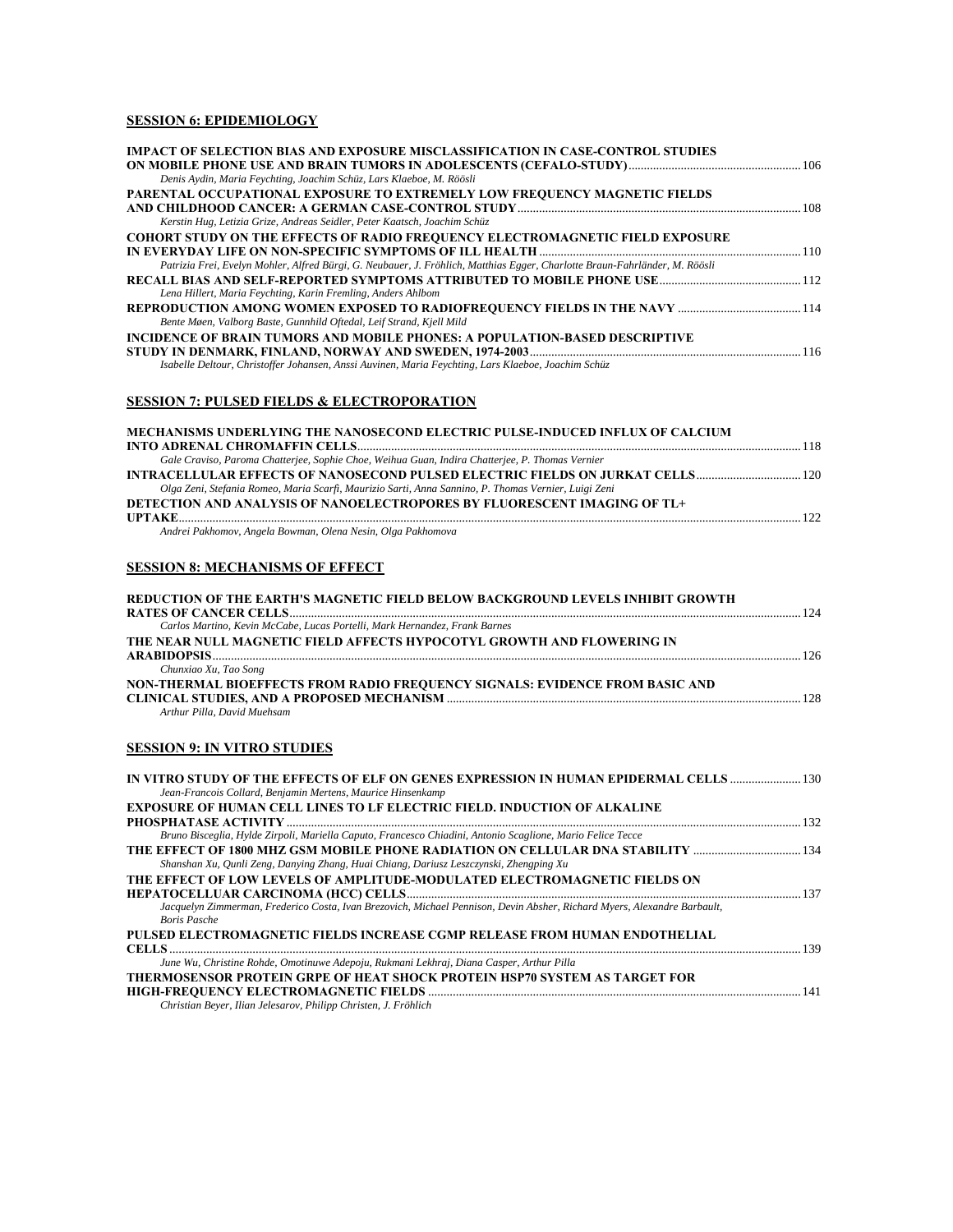## SESSION 6: EPIDEMIOLOGY

**IMPACT OF SELECTION BIAS AND EXPOSURE MISCLASSIFICATION IN CASE-CONTROL STUDIES ON MOBILE PHONE USE AND BRAIN TUMORS IN ADOLESCENTS (CEFALO-STUDY)** ........ 106
*Denis Aydin, Maria Feychting, Joachim Schüz, Lars Klaeboe, M. Röösli*

**PARENTAL OCCUPATIONAL EXPOSURE TO EXTREMELY LOW FREQUENCY MAGNETIC FIELDS AND CHILDHOOD CANCER: A GERMAN CASE-CONTROL STUDY** ........ 108
*Kerstin Hug, Letizia Grize, Andreas Seidler, Peter Kaatsch, Joachim Schüz*

**COHORT STUDY ON THE EFFECTS OF RADIO FREQUENCY ELECTROMAGNETIC FIELD EXPOSURE IN EVERYDAY LIFE ON NON-SPECIFIC SYMPTOMS OF ILL HEALTH** ........ 110
*Patrizia Frei, Evelyn Mohler, Alfred Bürgi, G. Neubauer, J. Fröhlich, Matthias Egger, Charlotte Braun-Fahrländer, M. Röösli*

**RECALL BIAS AND SELF-REPORTED SYMPTOMS ATTRIBUTED TO MOBILE PHONE USE** ........ 112
*Lena Hillert, Maria Feychting, Karin Fremling, Anders Ahlbom*

**REPRODUCTION AMONG WOMEN EXPOSED TO RADIOFREQUENCY FIELDS IN THE NAVY** ........ 114
*Bente Møen, Valborg Baste, Gunnhild Oftedal, Leif Strand, Kjell Mild*

**INCIDENCE OF BRAIN TUMORS AND MOBILE PHONES: A POPULATION-BASED DESCRIPTIVE STUDY IN DENMARK, FINLAND, NORWAY AND SWEDEN, 1974-2003** ........ 116
*Isabelle Deltour, Christoffer Johansen, Anssi Auvinen, Maria Feychting, Lars Klaeboe, Joachim Schüz*

## SESSION 7: PULSED FIELDS & ELECTROPORATION

**MECHANISMS UNDERLYING THE NANOSECOND ELECTRIC PULSE-INDUCED INFLUX OF CALCIUM INTO ADRENAL CHROMAFFIN CELLS** ........ 118
*Gale Craviso, Paroma Chatterjee, Sophie Choe, Weihua Guan, Indira Chatterjee, P. Thomas Vernier*

**INTRACELLULAR EFFECTS OF NANOSECOND PULSED ELECTRIC FIELDS ON JURKAT CELLS** ........ 120
*Olga Zeni, Stefania Romeo, Maria Scarfì, Maurizio Sarti, Anna Sannino, P. Thomas Vernier, Luigi Zeni*

**DETECTION AND ANALYSIS OF NANOELECTROPORES BY FLUORESCENT IMAGING OF TL+ UPTAKE** ........ 122
*Andrei Pakhomov, Angela Bowman, Olena Nesin, Olga Pakhomova*

## SESSION 8: MECHANISMS OF EFFECT

**REDUCTION OF THE EARTH'S MAGNETIC FIELD BELOW BACKGROUND LEVELS INHIBIT GROWTH RATES OF CANCER CELLS** ........ 124
*Carlos Martino, Kevin McCabe, Lucas Portelli, Mark Hernandez, Frank Barnes*

**THE NEAR NULL MAGNETIC FIELD AFFECTS HYPOCOTYL GROWTH AND FLOWERING IN ARABIDOPSIS** ........ 126
*Chunxiao Xu, Tao Song*

**NON-THERMAL BIOEFFECTS FROM RADIO FREQUENCY SIGNALS: EVIDENCE FROM BASIC AND CLINICAL STUDIES, AND A PROPOSED MECHANISM** ........ 128
*Arthur Pilla, David Muehsam*

## SESSION 9: IN VITRO STUDIES

**IN VITRO STUDY OF THE EFFECTS OF ELF ON GENES EXPRESSION IN HUMAN EPIDERMAL CELLS** ........ 130
*Jean-Francois Collard, Benjamin Mertens, Maurice Hinsenkamp*

**EXPOSURE OF HUMAN CELL LINES TO LF ELECTRIC FIELD. INDUCTION OF ALKALINE PHOSPHATASE ACTIVITY** ........ 132
*Bruno Bisceglia, Hylde Zirpoli, Mariella Caputo, Francesco Chiadini, Antonio Scaglione, Mario Felice Tecce*

**THE EFFECT OF 1800 MHZ GSM MOBILE PHONE RADIATION ON CELLULAR DNA STABILITY** ........ 134
*Shanshan Xu, Qunli Zeng, Danying Zhang, Huai Chiang, Dariusz Leszczynski, Zhengping Xu*

**THE EFFECT OF LOW LEVELS OF AMPLITUDE-MODULATED ELECTROMAGNETIC FIELDS ON HEPATOCELLUAR CARCINOMA (HCC) CELLS** ........ 137
*Jacquelyn Zimmerman, Frederico Costa, Ivan Brezovich, Michael Pennison, Devin Absher, Richard Myers, Alexandre Barbault, Boris Pasche*

**PULSED ELECTROMAGNETIC FIELDS INCREASE CGMP RELEASE FROM HUMAN ENDOTHELIAL CELLS** ........ 139
*June Wu, Christine Rohde, Omotinuwe Adepoju, Rukmani Lekhraj, Diana Casper, Arthur Pilla*

**THERMOSENSOR PROTEIN GRPE OF HEAT SHOCK PROTEIN HSP70 SYSTEM AS TARGET FOR HIGH-FREQUENCY ELECTROMAGNETIC FIELDS** ........ 141
*Christian Beyer, Ilian Jelesarov, Philipp Christen, J. Fröhlich*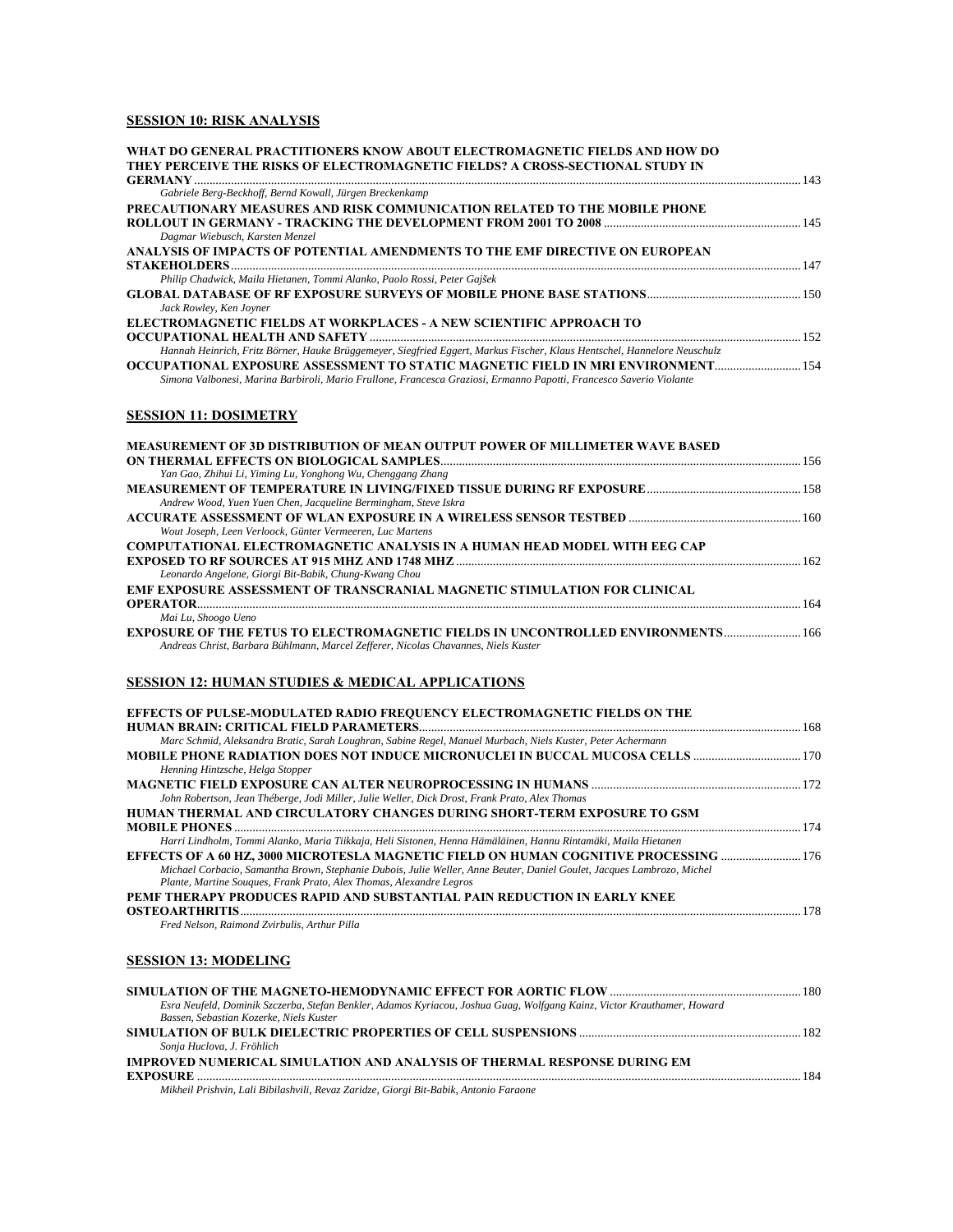## SESSION 10: RISK ANALYSIS

**WHAT DO GENERAL PRACTITIONERS KNOW ABOUT ELECTROMAGNETIC FIELDS AND HOW DO THEY PERCEIVE THE RISKS OF ELECTROMAGNETIC FIELDS? A CROSS-SECTIONAL STUDY IN GERMANY** ........ 143
*Gabriele Berg-Beckhoff, Bernd Kowall, Jürgen Breckenkamp*

**PRECAUTIONARY MEASURES AND RISK COMMUNICATION RELATED TO THE MOBILE PHONE ROLLOUT IN GERMANY - TRACKING THE DEVELOPMENT FROM 2001 TO 2008** ........ 145
*Dagmar Wiebusch, Karsten Menzel*

**ANALYSIS OF IMPACTS OF POTENTIAL AMENDMENTS TO THE EMF DIRECTIVE ON EUROPEAN STAKEHOLDERS** ........ 147
*Philip Chadwick, Maila Hietanen, Tommi Alanko, Paolo Rossi, Peter Gajšek*

**GLOBAL DATABASE OF RF EXPOSURE SURVEYS OF MOBILE PHONE BASE STATIONS** ........ 150
*Jack Rowley, Ken Joyner*

**ELECTROMAGNETIC FIELDS AT WORKPLACES - A NEW SCIENTIFIC APPROACH TO OCCUPATIONAL HEALTH AND SAFETY** ........ 152
*Hannah Heinrich, Fritz Börner, Hauke Brüggemeyer, Siegfried Eggert, Markus Fischer, Klaus Hentschel, Hannelore Neuschulz*

**OCCUPATIONAL EXPOSURE ASSESSMENT TO STATIC MAGNETIC FIELD IN MRI ENVIRONMENT** ........ 154
*Simona Valbonesi, Marina Barbiroli, Mario Frullone, Francesca Graziosi, Ermanno Papotti, Francesco Saverio Violante*

## SESSION 11: DOSIMETRY

**MEASUREMENT OF 3D DISTRIBUTION OF MEAN OUTPUT POWER OF MILLIMETER WAVE BASED ON THERMAL EFFECTS ON BIOLOGICAL SAMPLES** ........ 156
*Yan Gao, Zhihui Li, Yiming Lu, Yonghong Wu, Chenggang Zhang*

**MEASUREMENT OF TEMPERATURE IN LIVING/FIXED TISSUE DURING RF EXPOSURE** ........ 158
*Andrew Wood, Yuen Yuen Chen, Jacqueline Bermingham, Steve Iskra*

**ACCURATE ASSESSMENT OF WLAN EXPOSURE IN A WIRELESS SENSOR TESTBED** ........ 160
*Wout Joseph, Leen Verloock, Günter Vermeeren, Luc Martens*

**COMPUTATIONAL ELECTROMAGNETIC ANALYSIS IN A HUMAN HEAD MODEL WITH EEG CAP EXPOSED TO RF SOURCES AT 915 MHZ AND 1748 MHZ** ........ 162
*Leonardo Angelone, Giorgi Bit-Babik, Chung-Kwang Chou*

**EMF EXPOSURE ASSESSMENT OF TRANSCRANIAL MAGNETIC STIMULATION FOR CLINICAL OPERATOR** ........ 164
*Mai Lu, Shoogo Ueno*

**EXPOSURE OF THE FETUS TO ELECTROMAGNETIC FIELDS IN UNCONTROLLED ENVIRONMENTS** ........ 166
*Andreas Christ, Barbara Bühlmann, Marcel Zefferer, Nicolas Chavannes, Niels Kuster*

## SESSION 12: HUMAN STUDIES & MEDICAL APPLICATIONS

**EFFECTS OF PULSE-MODULATED RADIO FREQUENCY ELECTROMAGNETIC FIELDS ON THE HUMAN BRAIN: CRITICAL FIELD PARAMETERS** ........ 168
*Marc Schmid, Aleksandra Bratic, Sarah Loughran, Sabine Regel, Manuel Murbach, Niels Kuster, Peter Achermann*

**MOBILE PHONE RADIATION DOES NOT INDUCE MICRONUCLEI IN BUCCAL MUCOSA CELLS** ........ 170
*Henning Hintzsche, Helga Stopper*

**MAGNETIC FIELD EXPOSURE CAN ALTER NEUROPROCESSING IN HUMANS** ........ 172
*John Robertson, Jean Théberge, Jodi Miller, Julie Weller, Dick Drost, Frank Prato, Alex Thomas*

**HUMAN THERMAL AND CIRCULATORY CHANGES DURING SHORT-TERM EXPOSURE TO GSM MOBILE PHONES** ........ 174
*Harri Lindholm, Tommi Alanko, Maria Tiikkaja, Heli Sistonen, Henna Hämäläinen, Hannu Rintamäki, Maila Hietanen*

**EFFECTS OF A 60 HZ, 3000 MICROTESLA MAGNETIC FIELD ON HUMAN COGNITIVE PROCESSING** ........ 176
*Michael Corbacio, Samantha Brown, Stephanie Dubois, Julie Weller, Anne Beuter, Daniel Goulet, Jacques Lambrozo, Michel Plante, Martine Souques, Frank Prato, Alex Thomas, Alexandre Legros*

**PEMF THERAPY PRODUCES RAPID AND SUBSTANTIAL PAIN REDUCTION IN EARLY KNEE OSTEOARTHRITIS** ........ 178
*Fred Nelson, Raimond Zvirbulis, Arthur Pilla*

## SESSION 13: MODELING

**SIMULATION OF THE MAGNETO-HEMODYNAMIC EFFECT FOR AORTIC FLOW** ........ 180
*Esra Neufeld, Dominik Szczerba, Stefan Benkler, Adamos Kyriacou, Joshua Guag, Wolfgang Kainz, Victor Krauthamer, Howard Bassen, Sebastian Kozerke, Niels Kuster*

**SIMULATION OF BULK DIELECTRIC PROPERTIES OF CELL SUSPENSIONS** ........ 182
*Sonja Huclova, J. Fröhlich*

**IMPROVED NUMERICAL SIMULATION AND ANALYSIS OF THERMAL RESPONSE DURING EM EXPOSURE** ........ 184
*Mikheil Prishvin, Lali Bibilashvili, Revaz Zaridze, Giorgi Bit-Babik, Antonio Faraone*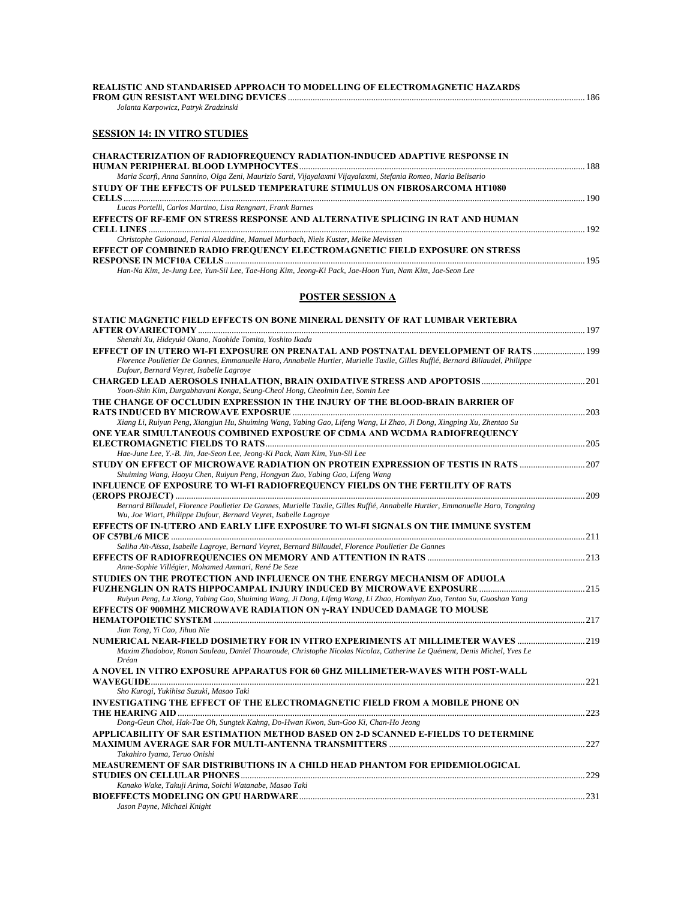**REALISTIC AND STANDARISED APPROACH TO MODELLING OF ELECTROMAGNETIC HAZARDS FROM GUN RESISTANT WELDING DEVICES** ........ 186
*Jolanta Karpowicz, Patryk Zradzinski*

## SESSION 14: IN VITRO STUDIES

**CHARACTERIZATION OF RADIOFREQUENCY RADIATION-INDUCED ADAPTIVE RESPONSE IN HUMAN PERIPHERAL BLOOD LYMPHOCYTES** ........ 188
*Maria Scarfì, Anna Sannino, Olga Zeni, Maurizio Sarti, Vijayalaxmi Vijayalaxmi, Stefania Romeo, Maria Belisario*

**STUDY OF THE EFFECTS OF PULSED TEMPERATURE STIMULUS ON FIBROSARCOMA HT1080 CELLS** ........ 190
*Lucas Portelli, Carlos Martino, Lisa Rengnart, Frank Barnes*

**EFFECTS OF RF-EMF ON STRESS RESPONSE AND ALTERNATIVE SPLICING IN RAT AND HUMAN CELL LINES** ........ 192
*Christophe Guionaud, Ferial Alaeddine, Manuel Murbach, Niels Kuster, Meike Mevissen*

**EFFECT OF COMBINED RADIO FREQUENCY ELECTROMAGNETIC FIELD EXPOSURE ON STRESS RESPONSE IN MCF10A CELLS** ........ 195
*Han-Na Kim, Je-Jung Lee, Yun-Sil Lee, Tae-Hong Kim, Jeong-Ki Pack, Jae-Hoon Yun, Nam Kim, Jae-Seon Lee*

## POSTER SESSION A

**STATIC MAGNETIC FIELD EFFECTS ON BONE MINERAL DENSITY OF RAT LUMBAR VERTEBRA AFTER OVARIECTOMY** ........ 197
*Shenzhi Xu, Hideyuki Okano, Naohide Tomita, Yoshito Ikada*

**EFFECT OF IN UTERO WI-FI EXPOSURE ON PRENATAL AND POSTNATAL DEVELOPMENT OF RATS** ........ 199
*Florence Poulletier De Gannes, Emmanuelle Haro, Annabelle Hurtier, Murielle Taxile, Gilles Ruffié, Bernard Billaudel, Philippe Dufour, Bernard Veyret, Isabelle Lagroye*

**CHARGED LEAD AEROSOLS INHALATION, BRAIN OXIDATIVE STRESS AND APOPTOSIS** ........ 201
*Yoon-Shin Kim, Durgabhavani Konga, Seung-Cheol Hong, Cheolmin Lee, Somin Lee*

**THE CHANGE OF OCCLUDIN EXPRESSION IN THE INJURY OF THE BLOOD-BRAIN BARRIER OF RATS INDUCED BY MICROWAVE EXPOSRUE** ........ 203
*Xiang Li, Ruiyun Peng, Xiangjun Hu, Shuiming Wang, Yabing Gao, Lifeng Wang, Li Zhao, Ji Dong, Xingping Xu, Zhentao Su*

**ONE YEAR SIMULTANEOUS COMBINED EXPOSURE OF CDMA AND WCDMA RADIOFREQUENCY ELECTROMAGNETIC FIELDS TO RATS** ........ 205
*Hae-June Lee, Y.-B. Jin, Jae-Seon Lee, Jeong-Ki Pack, Nam Kim, Yun-Sil Lee*

**STUDY ON EFFECT OF MICROWAVE RADIATION ON PROTEIN EXPRESSION OF TESTIS IN RATS** ........ 207
*Shuiming Wang, Haoyu Chen, Ruiyun Peng, Hongyan Zuo, Yabing Gao, Lifeng Wang*

**INFLUENCE OF EXPOSURE TO WI-FI RADIOFREQUENCY FIELDS ON THE FERTILITY OF RATS (EROPS PROJECT)** ........ 209
*Bernard Billaudel, Florence Poulletier De Gannes, Murielle Taxile, Gilles Ruffié, Annabelle Hurtier, Emmanuelle Haro, Tongning Wu, Joe Wiart, Philippe Dufour, Bernard Veyret, Isabelle Lagroye*

**EFFECTS OF IN-UTERO AND EARLY LIFE EXPOSURE TO WI-FI SIGNALS ON THE IMMUNE SYSTEM OF C57BL/6 MICE** ........ 211
*Saliha Aït-Aïssa, Isabelle Lagroye, Bernard Veyret, Bernard Billaudel, Florence Poulletier De Gannes*

**EFFECTS OF RADIOFREQUENCIES ON MEMORY AND ATTENTION IN RATS** ........ 213
*Anne-Sophie Villégier, Mohamed Ammari, René De Seze*

**STUDIES ON THE PROTECTION AND INFLUENCE ON THE ENERGY MECHANISM OF ADUOLA FUZHENGLIN ON RATS HIPPOCAMPAL INJURY INDUCED BY MICROWAVE EXPOSURE** ........ 215
*Ruiyun Peng, Lu Xiong, Yabing Gao, Shuiming Wang, Ji Dong, Lifeng Wang, Li Zhao, Homhyan Zuo, Tentao Su, Guoshan Yang*

**EFFECTS OF 900MHZ MICROWAVE RADIATION ON γ-RAY INDUCED DAMAGE TO MOUSE HEMATOPOIETIC SYSTEM** ........ 217
*Jian Tong, Yi Cao, Jihua Nie*

**NUMERICAL NEAR-FIELD DOSIMETRY FOR IN VITRO EXPERIMENTS AT MILLIMETER WAVES** ........ 219
*Maxim Zhadobov, Ronan Sauleau, Daniel Thouroude, Christophe Nicolas Nicolaz, Catherine Le Quément, Denis Michel, Yves Le Dréan*

**A NOVEL IN VITRO EXPOSURE APPARATUS FOR 60 GHZ MILLIMETER-WAVES WITH POST-WALL WAVEGUIDE** ........ 221
*Sho Kurogi, Yukihisa Suzuki, Masao Taki*

**INVESTIGATING THE EFFECT OF THE ELECTROMAGNETIC FIELD FROM A MOBILE PHONE ON THE HEARING AID** ........ 223
*Dong-Geun Choi, Hak-Tae Oh, Sungtek Kahng, Do-Hwan Kwon, Sun-Goo Ki, Chan-Ho Jeong*

**APPLICABILITY OF SAR ESTIMATION METHOD BASED ON 2-D SCANNED E-FIELDS TO DETERMINE MAXIMUM AVERAGE SAR FOR MULTI-ANTENNA TRANSMITTERS** ........ 227
*Takahiro Iyama, Teruo Onishi*

**MEASUREMENT OF SAR DISTRIBUTIONS IN A CHILD HEAD PHANTOM FOR EPIDEMIOLOGICAL STUDIES ON CELLULAR PHONES** ........ 229
*Kanako Wake, Takuji Arima, Soichi Watanabe, Masao Taki*

**BIOEFFECTS MODELING ON GPU HARDWARE** ........ 231
*Jason Payne, Michael Knight*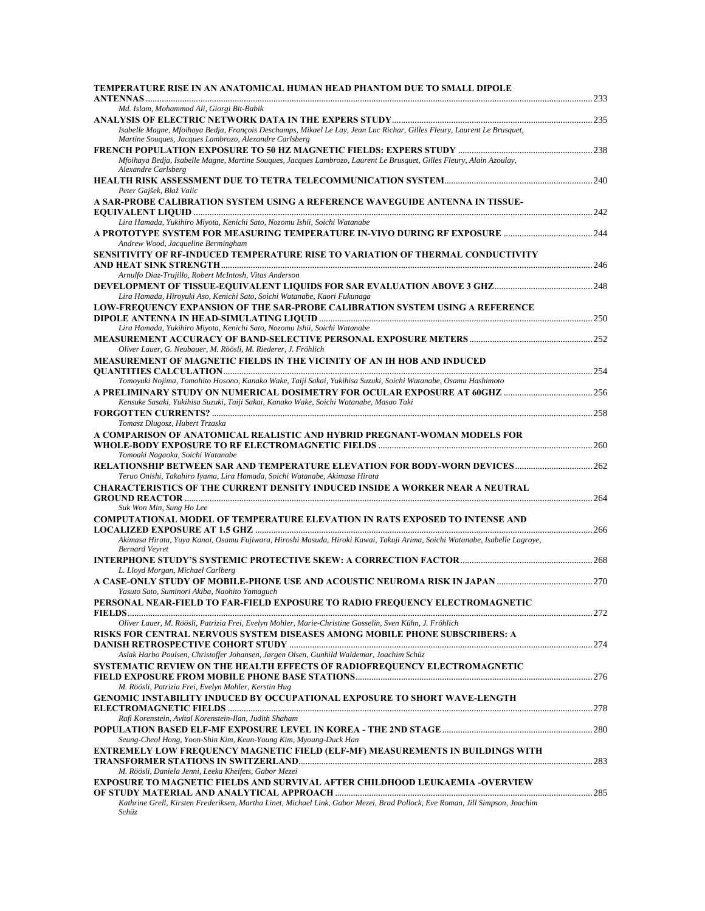**TEMPERATURE RISE IN AN ANATOMICAL HUMAN HEAD PHANTOM DUE TO SMALL DIPOLE ANTENNAS** ........ 233
*Md. Islam, Mohammod Ali, Giorgi Bit-Babik*

**ANALYSIS OF ELECTRIC NETWORK DATA IN THE EXPERS STUDY** ........ 235
*Isabelle Magne, Mfoihaya Bedja, François Deschamps, Mikael Le Lay, Jean Luc Richar, Gilles Fleury, Laurent Le Brusquet, Martine Souques, Jacques Lambrozo, Alexandre Carlsberg*

**FRENCH POPULATION EXPOSURE TO 50 HZ MAGNETIC FIELDS: EXPERS STUDY** ........ 238
*Mfoihaya Bedja, Isabelle Magne, Martine Souques, Jacques Lambrozo, Laurent Le Brusquet, Gilles Fleury, Alain Azoulay, Alexandre Carlsberg*

**HEALTH RISK ASSESSMENT DUE TO TETRA TELECOMMUNICATION SYSTEM** ........ 240
*Peter Gajšek, Blaž Valic*

**A SAR-PROBE CALIBRATION SYSTEM USING A REFERENCE WAVEGUIDE ANTENNA IN TISSUE-EQUIVALENT LIQUID** ........ 242
*Lira Hamada, Yukihiro Miyota, Kenichi Sato, Nozomu Ishii, Soichi Watanabe*

**A PROTOTYPE SYSTEM FOR MEASURING TEMPERATURE IN-VIVO DURING RF EXPOSURE** ........ 244
*Andrew Wood, Jacqueline Bermingham*

**SENSITIVITY OF RF-INDUCED TEMPERATURE RISE TO VARIATION OF THERMAL CONDUCTIVITY AND HEAT SINK STRENGTH** ........ 246
*Arnulfo Diaz-Trujillo, Robert McIntosh, Vitas Anderson*

**DEVELOPMENT OF TISSUE-EQUIVALENT LIQUIDS FOR SAR EVALUATION ABOVE 3 GHZ** ........ 248
*Lira Hamada, Hiroyuki Aso, Kenichi Sato, Soichi Watanabe, Kaori Fukunaga*

**LOW-FREQUENCY EXPANSION OF THE SAR-PROBE CALIBRATION SYSTEM USING A REFERENCE DIPOLE ANTENNA IN HEAD-SIMULATING LIQUID** ........ 250
*Lira Hamada, Yukihiro Miyota, Kenichi Sato, Nozomu Ishii, Soichi Watanabe*

**MEASUREMENT ACCURACY OF BAND-SELECTIVE PERSONAL EXPOSURE METERS** ........ 252
*Oliver Lauer, G. Neubauer, M. Röösli, M. Riederer, J. Fröhlich*

**MEASUREMENT OF MAGNETIC FIELDS IN THE VICINITY OF AN IH HOB AND INDUCED QUANTITIES CALCULATION** ........ 254
*Tomoyuki Nojima, Tomohito Hosono, Kanako Wake, Taiji Sakai, Yukihisa Suzuki, Soichi Watanabe, Osamu Hashimoto*

**A PRELIMINARY STUDY ON NUMERICAL DOSIMETRY FOR OCULAR EXPOSURE AT 60GHZ** ........ 256
*Kensuke Sasaki, Yukihisa Suzuki, Taiji Sakai, Kanako Wake, Soichi Watanabe, Masao Taki*

**FORGOTTEN CURRENTS?** ........ 258
*Tomasz Dlugosz, Hubert Trzaska*

**A COMPARISON OF ANATOMICAL REALISTIC AND HYBRID PREGNANT-WOMAN MODELS FOR WHOLE-BODY EXPOSURE TO RF ELECTROMAGNETIC FIELDS** ........ 260
*Tomoaki Nagaoka, Soichi Watanabe*

**RELATIONSHIP BETWEEN SAR AND TEMPERATURE ELEVATION FOR BODY-WORN DEVICES** ........ 262
*Teruo Onishi, Takahiro Iyama, Lira Hamada, Soichi Watanabe, Akimasa Hirata*

**CHARACTERISTICS OF THE CURRENT DENSITY INDUCED INSIDE A WORKER NEAR A NEUTRAL GROUND REACTOR** ........ 264
*Suk Won Min, Sung Ho Lee*

**COMPUTATIONAL MODEL OF TEMPERATURE ELEVATION IN RATS EXPOSED TO INTENSE AND LOCALIZED EXPOSURE AT 1.5 GHZ** ........ 266
*Akimasa Hirata, Yuya Kanai, Osamu Fujiwara, Hiroshi Masuda, Hiroki Kawai, Takuji Arima, Soichi Watanabe, Isabelle Lagroye, Bernard Veyret*

**INTERPHONE STUDY'S SYSTEMIC PROTECTIVE SKEW: A CORRECTION FACTOR** ........ 268
*L. Lloyd Morgan, Michael Carlberg*

**A CASE-ONLY STUDY OF MOBILE-PHONE USE AND ACOUSTIC NEUROMA RISK IN JAPAN** ........ 270
*Yasuto Sato, Suminori Akiba, Naohito Yamaguch*

**PERSONAL NEAR-FIELD TO FAR-FIELD EXPOSURE TO RADIO FREQUENCY ELECTROMAGNETIC FIELDS** ........ 272
*Oliver Lauer, M. Röösli, Patrizia Frei, Evelyn Mohler, Marie-Christine Gosselin, Sven Kühn, J. Fröhlich*

**RISKS FOR CENTRAL NERVOUS SYSTEM DISEASES AMONG MOBILE PHONE SUBSCRIBERS: A DANISH RETROSPECTIVE COHORT STUDY** ........ 274
*Aslak Harbo Poulsen, Christoffer Johansen, Jørgen Olsen, Gunhild Waldemar, Joachim Schüz*

**SYSTEMATIC REVIEW ON THE HEALTH EFFECTS OF RADIOFREQUENCY ELECTROMAGNETIC FIELD EXPOSURE FROM MOBILE PHONE BASE STATIONS** ........ 276
*M. Röösli, Patrizia Frei, Evelyn Mohler, Kerstin Hug*

**GENOMIC INSTABILITY INDUCED BY OCCUPATIONAL EXPOSURE TO SHORT WAVE-LENGTH ELECTROMAGNETIC FIELDS** ........ 278
*Rafi Korenstein, Avital Korenstein-Ilan, Judith Shaham*

**POPULATION BASED ELF-MF EXPOSURE LEVEL IN KOREA - THE 2ND STAGE** ........ 280
*Seung-Cheol Hong, Yoon-Shin Kim, Keun-Young Kim, Myoung-Duck Han*

**EXTREMELY LOW FREQUENCY MAGNETIC FIELD (ELF-MF) MEASUREMENTS IN BUILDINGS WITH TRANSFORMER STATIONS IN SWITZERLAND** ........ 283
*M. Röösli, Daniela Jenni, Leeka Kheifets, Gabor Mezei*

**EXPOSURE TO MAGNETIC FIELDS AND SURVIVAL AFTER CHILDHOOD LEUKAEMIA -OVERVIEW OF STUDY MATERIAL AND ANALYTICAL APPROACH** ........ 285
*Kathrine Grell, Kirsten Frederiksen, Martha Linet, Michael Link, Gabor Mezei, Brad Pollock, Eve Roman, Jill Simpson, Joachim Schüz*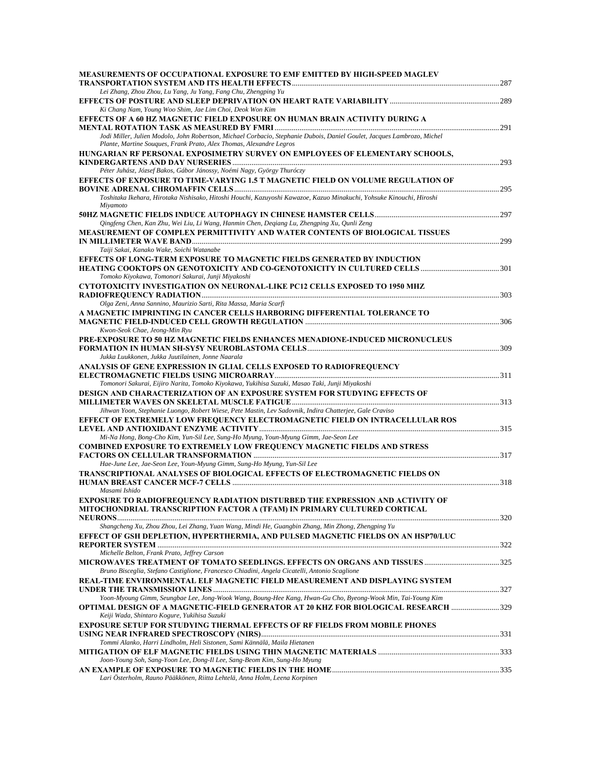**MEASUREMENTS OF OCCUPATIONAL EXPOSURE TO EMF EMITTED BY HIGH-SPEED MAGLEV TRANSPORTATION SYSTEM AND ITS HEALTH EFFECTS** ........ 287
*Lei Zhang, Zhou Zhou, Lu Yang, Ju Yang, Fang Chu, Zhengping Yu*

**EFFECTS OF POSTURE AND SLEEP DEPRIVATION ON HEART RATE VARIABILITY** ........ 289
*Ki Chang Nam, Young Woo Shim, Jae Lim Choi, Deok Won Kim*

**EFFECTS OF A 60 HZ MAGNETIC FIELD EXPOSURE ON HUMAN BRAIN ACTIVITY DURING A MENTAL ROTATION TASK AS MEASURED BY FMRI** ........ 291
*Jodi Miller, Julien Modolo, John Robertson, Michael Corbacio, Stephanie Dubois, Daniel Goulet, Jacques Lambrozo, Michel Plante, Martine Souques, Frank Prato, Alex Thomas, Alexandre Legros*

**HUNGARIAN RF PERSONAL EXPOSIMETRY SURVEY ON EMPLOYEES OF ELEMENTARY SCHOOLS, KINDERGARTENS AND DAY NURSERIES** ........ 293
*Péter Juhász, József Bakos, Gábor Jánossy, Noémi Nagy, György Thuróczy*

**EFFECTS OF EXPOSURE TO TIME-VARYING 1.5 T MAGNETIC FIELD ON VOLUME REGULATION OF BOVINE ADRENAL CHROMAFFIN CELLS** ........ 295
*Toshitaka Ikehara, Hirotaka Nishisako, Hitoshi Houchi, Kazuyoshi Kawazoe, Kazuo Minakuchi, Yohsuke Kinouchi, Hiroshi Miyamoto*

**50HZ MAGNETIC FIELDS INDUCE AUTOPHAGY IN CHINESE HAMSTER CELLS** ........ 297
*Qingfeng Chen, Kan Zhu, Wei Liu, Li Wang, Hanmin Chen, Deqiang Lu, Zhengping Xu, Qunli Zeng*

**MEASUREMENT OF COMPLEX PERMITTIVITY AND WATER CONTENTS OF BIOLOGICAL TISSUES IN MILLIMETER WAVE BAND** ........ 299
*Taiji Sakai, Kanako Wake, Soichi Watanabe*

**EFFECTS OF LONG-TERM EXPOSURE TO MAGNETIC FIELDS GENERATED BY INDUCTION HEATING COOKTOPS ON GENOTOXICITY AND CO-GENOTOXICITY IN CULTURED CELLS** ........ 301
*Tomoko Kiyokawa, Tomonori Sakurai, Junji Miyakoshi*

**CYTOTOXICITY INVESTIGATION ON NEURONAL-LIKE PC12 CELLS EXPOSED TO 1950 MHZ RADIOFREQUENCY RADIATION** ........ 303
*Olga Zeni, Anna Sannino, Maurizio Sarti, Rita Massa, Maria Scarfi*

**A MAGNETIC IMPRINTING IN CANCER CELLS HARBORING DIFFERENTIAL TOLERANCE TO MAGNETIC FIELD-INDUCED CELL GROWTH REGULATION** ........ 306
*Kwon-Seok Chae, Jeong-Min Ryu*

**PRE-EXPOSURE TO 50 HZ MAGNETIC FIELDS ENHANCES MENADIONE-INDUCED MICRONUCLEUS FORMATION IN HUMAN SH-SY5Y NEUROBLASTOMA CELLS** ........ 309
*Jukka Luukkonen, Jukka Juutilainen, Jonne Naarala*

**ANALYSIS OF GENE EXPRESSION IN GLIAL CELLS EXPOSED TO RADIOFREQUENCY ELECTROMAGNETIC FIELDS USING MICROARRAY** ........ 311
*Tomonori Sakurai, Eijiro Narita, Tomoko Kiyokawa, Yukihisa Suzuki, Masao Taki, Junji Miyakoshi*

**DESIGN AND CHARACTERIZATION OF AN EXPOSURE SYSTEM FOR STUDYING EFFECTS OF MILLIMETER WAVES ON SKELETAL MUSCLE FATIGUE** ........ 313
*Jihwan Yoon, Stephanie Luongo, Robert Wiese, Pete Mastin, Lev Sadovnik, Indira Chatterjee, Gale Craviso*

**EFFECT OF EXTREMELY LOW FREQUENCY ELECTROMAGNETIC FIELD ON INTRACELLULAR ROS LEVEL AND ANTIOXIDANT ENZYME ACTIVITY** ........ 315
*Mi-Na Hong, Bong-Cho Kim, Yun-Sil Lee, Sung-Ho Myung, Youn-Myung Gimm, Jae-Seon Lee*

**COMBINED EXPOSURE TO EXTREMELY LOW FREQUENCY MAGNETIC FIELDS AND STRESS FACTORS ON CELLULAR TRANSFORMATION** ........ 317
*Hae-June Lee, Jae-Seon Lee, Youn-Myung Gimm, Sung-Ho Myung, Yun-Sil Lee*

**TRANSCRIPTIONAL ANALYSES OF BIOLOGICAL EFFECTS OF ELECTROMAGNETIC FIELDS ON HUMAN BREAST CANCER MCF-7 CELLS** ........ 318
*Masami Ishido*

**EXPOSURE TO RADIOFREQUENCY RADIATION DISTURBED THE EXPRESSION AND ACTIVITY OF MITOCHONDRIAL TRANSCRIPTION FACTOR A (TFAM) IN PRIMARY CULTURED CORTICAL NEURONS** ........ 320
*Shangcheng Xu, Zhou Zhou, Lei Zhang, Yuan Wang, Mindi He, Guangbin Zhang, Min Zhong, Zhengping Yu*

**EFFECT OF GSH DEPLETION, HYPERTHERMIA, AND PULSED MAGNETIC FIELDS ON AN HSP70/LUC REPORTER SYSTEM** ........ 322
*Michelle Belton, Frank Prato, Jeffrey Carson*

**MICROWAVES TREATMENT OF TOMATO SEEDLINGS. EFFECTS ON ORGANS AND TISSUES** ........ 325
*Bruno Bisceglia, Stefano Castiglione, Francesco Chiadini, Angela Cicatelli, Antonio Scaglione*

**REAL-TIME ENVIRONMENTAL ELF MAGNETIC FIELD MEASUREMENT AND DISPLAYING SYSTEM UNDER THE TRANSMISSION LINES** ........ 327
*Yoon-Myoung Gimm, Seungbae Lee, Jong-Wook Wang, Boung-Hee Kang, Hwan-Gu Cho, Byeong-Wook Min, Tai-Young Kim*

**OPTIMAL DESIGN OF A MAGNETIC-FIELD GENERATOR AT 20 KHZ FOR BIOLOGICAL RESEARCH** ........ 329
*Keiji Wada, Shintaro Kogure, Yukihisa Suzuki*

**EXPOSURE SETUP FOR STUDYING THERMAL EFFECTS OF RF FIELDS FROM MOBILE PHONES USING NEAR INFRARED SPECTROSCOPY (NIRS)** ........ 331
*Tommi Alanko, Harri Lindholm, Heli Sistonen, Sami Kännälä, Maila Hietanen*

**MITIGATION OF ELF MAGNETIC FIELDS USING THIN MAGNETIC MATERIALS** ........ 333
*Joon-Young Soh, Sang-Yoon Lee, Dong-Il Lee, Sang-Beom Kim, Sung-Ho Myung*

**AN EXAMPLE OF EXPOSURE TO MAGNETIC FIELDS IN THE HOME** ........ 335
*Lari Österholm, Rauno Pääkkönen, Riitta Lehtelä, Anna Holm, Leena Korpinen*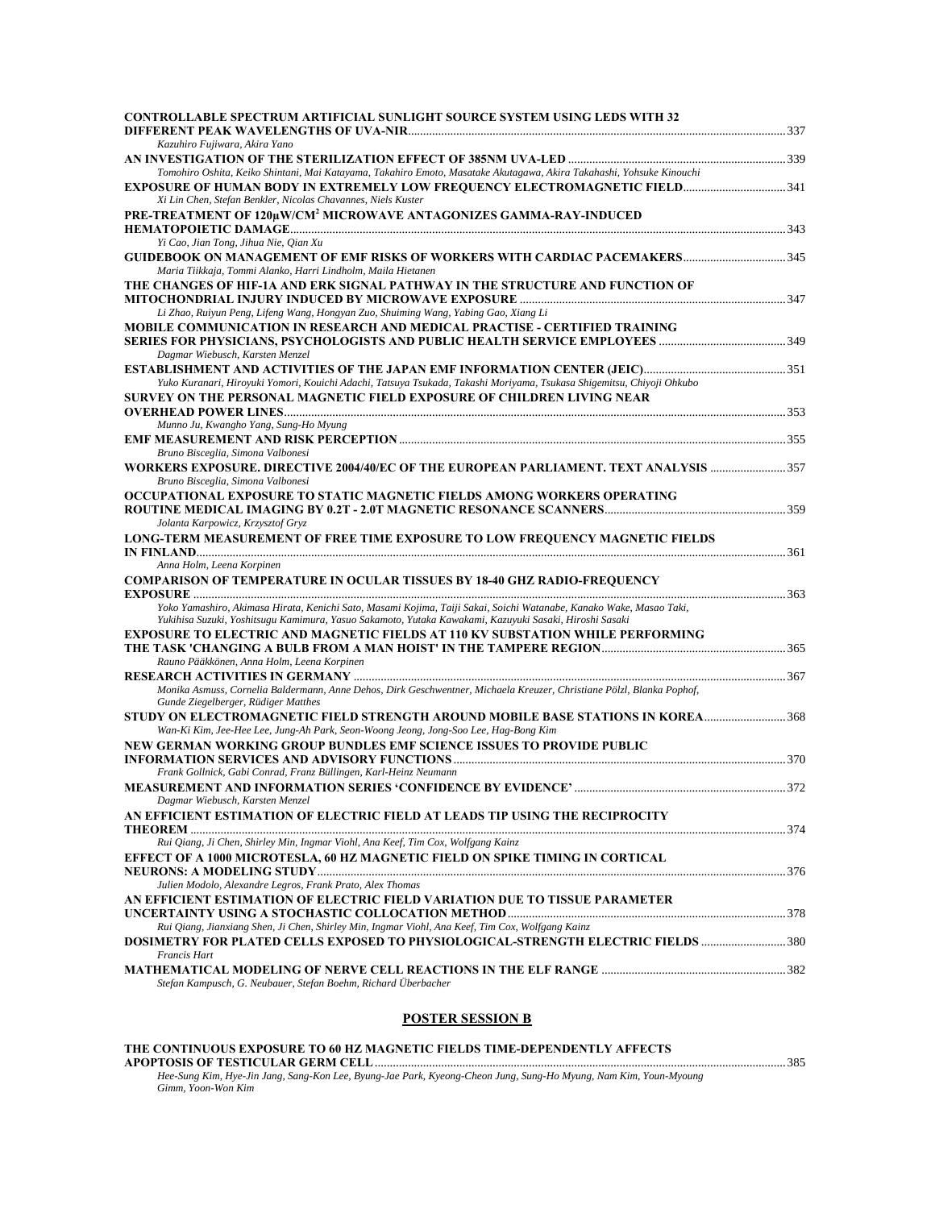**CONTROLLABLE SPECTRUM ARTIFICIAL SUNLIGHT SOURCE SYSTEM USING LEDS WITH 32 DIFFERENT PEAK WAVELENGTHS OF UVA-NIR** ........ 337
*Kazuhiro Fujiwara, Akira Yano*

**AN INVESTIGATION OF THE STERILIZATION EFFECT OF 385NM UVA-LED** ........ 339
*Tomohiro Oshita, Keiko Shintani, Mai Katayama, Takahiro Emoto, Masatake Akutagawa, Akira Takahashi, Yohsuke Kinouchi*

**EXPOSURE OF HUMAN BODY IN EXTREMELY LOW FREQUENCY ELECTROMAGNETIC FIELD** ........ 341
*Xi Lin Chen, Stefan Benkler, Nicolas Chavannes, Niels Kuster*

**PRE-TREATMENT OF 120µW/CM$^2$ MICROWAVE ANTAGONIZES GAMMA-RAY-INDUCED HEMATOPOIETIC DAMAGE** ........ 343
*Yi Cao, Jian Tong, Jihua Nie, Qian Xu*

**GUIDEBOOK ON MANAGEMENT OF EMF RISKS OF WORKERS WITH CARDIAC PACEMAKERS** ........ 345
*Maria Tiikkaja, Tommi Alanko, Harri Lindholm, Maila Hietanen*

**THE CHANGES OF HIF-1A AND ERK SIGNAL PATHWAY IN THE STRUCTURE AND FUNCTION OF MITOCHONDRIAL INJURY INDUCED BY MICROWAVE EXPOSURE** ........ 347
*Li Zhao, Ruiyun Peng, Lifeng Wang, Hongyan Zuo, Shuiming Wang, Yabing Gao, Xiang Li*

**MOBILE COMMUNICATION IN RESEARCH AND MEDICAL PRACTISE - CERTIFIED TRAINING SERIES FOR PHYSICIANS, PSYCHOLOGISTS AND PUBLIC HEALTH SERVICE EMPLOYEES** ........ 349
*Dagmar Wiebusch, Karsten Menzel*

**ESTABLISHMENT AND ACTIVITIES OF THE JAPAN EMF INFORMATION CENTER (JEIC)** ........ 351
*Yuko Kuranari, Hiroyuki Yomori, Kouichi Adachi, Tatsuya Tsukada, Takashi Moriyama, Tsukasa Shigemitsu, Chiyoji Ohkubo*

**SURVEY ON THE PERSONAL MAGNETIC FIELD EXPOSURE OF CHILDREN LIVING NEAR OVERHEAD POWER LINES** ........ 353
*Munno Ju, Kwangho Yang, Sung-Ho Myung*

**EMF MEASUREMENT AND RISK PERCEPTION** ........ 355
*Bruno Bisceglia, Simona Valbonesi*

**WORKERS EXPOSURE. DIRECTIVE 2004/40/EC OF THE EUROPEAN PARLIAMENT. TEXT ANALYSIS** ........ 357
*Bruno Bisceglia, Simona Valbonesi*

**OCCUPATIONAL EXPOSURE TO STATIC MAGNETIC FIELDS AMONG WORKERS OPERATING ROUTINE MEDICAL IMAGING BY 0.2T - 2.0T MAGNETIC RESONANCE SCANNERS** ........ 359
*Jolanta Karpowicz, Krzysztof Gryz*

**LONG-TERM MEASUREMENT OF FREE TIME EXPOSURE TO LOW FREQUENCY MAGNETIC FIELDS IN FINLAND** ........ 361
*Anna Holm, Leena Korpinen*

**COMPARISON OF TEMPERATURE IN OCULAR TISSUES BY 18-40 GHZ RADIO-FREQUENCY EXPOSURE** ........ 363
*Yoko Yamashiro, Akimasa Hirata, Kenichi Sato, Masami Kojima, Taiji Sakai, Soichi Watanabe, Kanako Wake, Masao Taki, Yukihisa Suzuki, Yoshitsugu Kamimura, Yasuo Sakamoto, Yutaka Kawakami, Kazuyuki Sasaki, Hiroshi Sasaki*

**EXPOSURE TO ELECTRIC AND MAGNETIC FIELDS AT 110 KV SUBSTATION WHILE PERFORMING THE TASK 'CHANGING A BULB FROM A MAN HOIST' IN THE TAMPERE REGION** ........ 365
*Rauno Pääkkönen, Anna Holm, Leena Korpinen*

**RESEARCH ACTIVITIES IN GERMANY** ........ 367
*Monika Asmuss, Cornelia Baldermann, Anne Dehos, Dirk Geschwentner, Michaela Kreuzer, Christiane Pölzl, Blanka Pophof, Gunde Ziegelberger, Rüdiger Matthes*

**STUDY ON ELECTROMAGNETIC FIELD STRENGTH AROUND MOBILE BASE STATIONS IN KOREA** ........ 368
*Wan-Ki Kim, Jee-Hee Lee, Jung-Ah Park, Seon-Woong Jeong, Jong-Soo Lee, Hag-Bong Kim*

**NEW GERMAN WORKING GROUP BUNDLES EMF SCIENCE ISSUES TO PROVIDE PUBLIC INFORMATION SERVICES AND ADVISORY FUNCTIONS** ........ 370
*Frank Gollnick, Gabi Conrad, Franz Büllingen, Karl-Heinz Neumann*

**MEASUREMENT AND INFORMATION SERIES 'CONFIDENCE BY EVIDENCE'** ........ 372
*Dagmar Wiebusch, Karsten Menzel*

**AN EFFICIENT ESTIMATION OF ELECTRIC FIELD AT LEADS TIP USING THE RECIPROCITY THEOREM** ........ 374
*Rui Qiang, Ji Chen, Shirley Min, Ingmar Viohl, Ana Keef, Tim Cox, Wolfgang Kainz*

**EFFECT OF A 1000 MICROTESLA, 60 HZ MAGNETIC FIELD ON SPIKE TIMING IN CORTICAL NEURONS: A MODELING STUDY** ........ 376
*Julien Modolo, Alexandre Legros, Frank Prato, Alex Thomas*

**AN EFFICIENT ESTIMATION OF ELECTRIC FIELD VARIATION DUE TO TISSUE PARAMETER UNCERTAINTY USING A STOCHASTIC COLLOCATION METHOD** ........ 378
*Rui Qiang, Jianxiang Shen, Ji Chen, Shirley Min, Ingmar Viohl, Ana Keef, Tim Cox, Wolfgang Kainz*

**DOSIMETRY FOR PLATED CELLS EXPOSED TO PHYSIOLOGICAL-STRENGTH ELECTRIC FIELDS** ........ 380
*Francis Hart*

**MATHEMATICAL MODELING OF NERVE CELL REACTIONS IN THE ELF RANGE** ........ 382
*Stefan Kampusch, G. Neubauer, Stefan Boehm, Richard Überbacher*

## POSTER SESSION B

**THE CONTINUOUS EXPOSURE TO 60 HZ MAGNETIC FIELDS TIME-DEPENDENTLY AFFECTS APOPTOSIS OF TESTICULAR GERM CELL** ........ 385
*Hee-Sung Kim, Hye-Jin Jang, Sang-Kon Lee, Byung-Jae Park, Kyeong-Cheon Jung, Sung-Ho Myung, Nam Kim, Youn-Myoung Gimm, Yoon-Won Kim*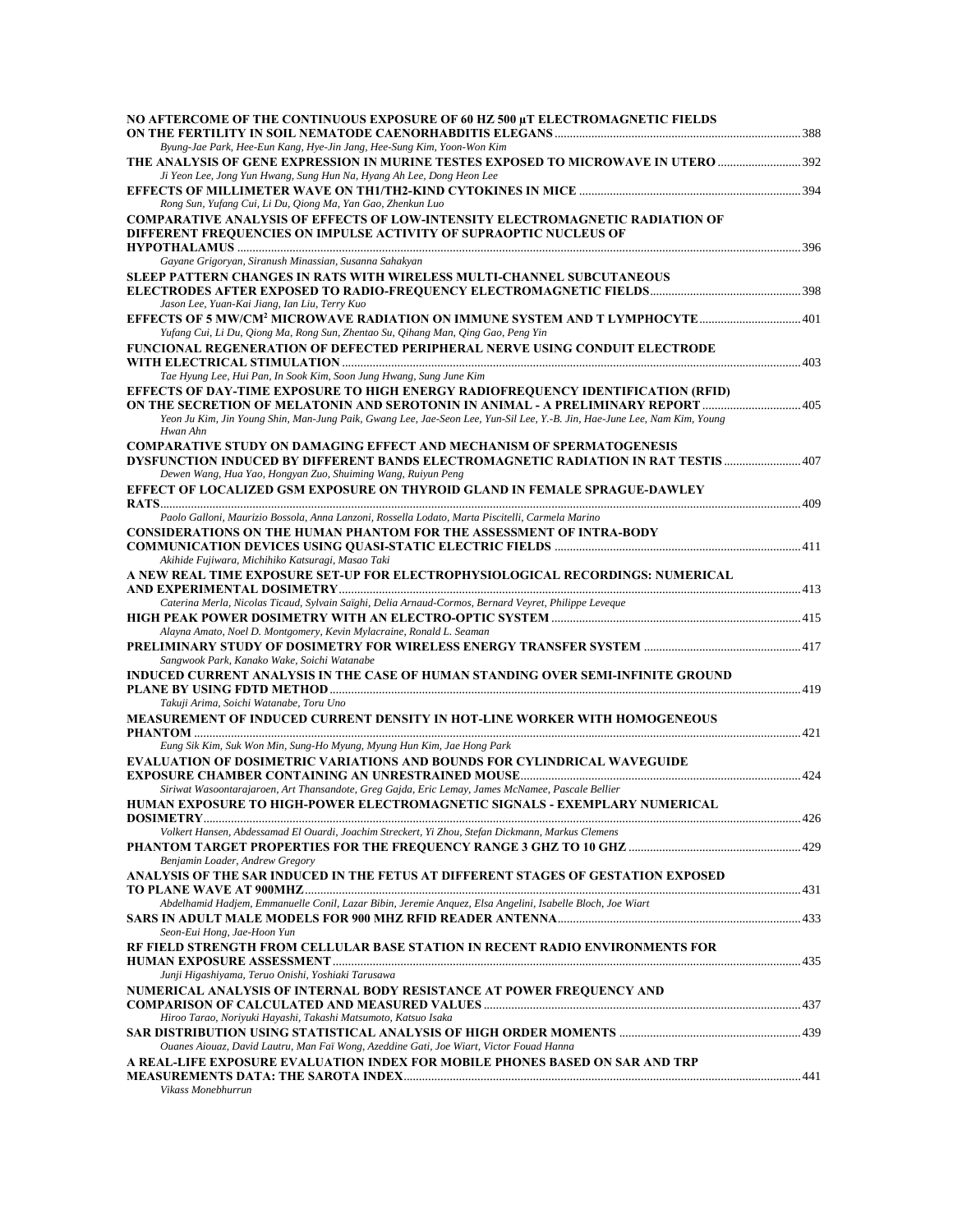**NO AFTERCOME OF THE CONTINUOUS EXPOSURE OF 60 HZ 500 µT ELECTROMAGNETIC FIELDS ON THE FERTILITY IN SOIL NEMATODE CAENORHABDITIS ELEGANS** ... 388
*Byung-Jae Park, Hee-Eun Kang, Hye-Jin Jang, Hee-Sung Kim, Yoon-Won Kim*

**THE ANALYSIS OF GENE EXPRESSION IN MURINE TESTES EXPOSED TO MICROWAVE IN UTERO** ... 392
*Ji Yeon Lee, Jong Yun Hwang, Sung Hun Na, Hyang Ah Lee, Dong Heon Lee*

**EFFECTS OF MILLIMETER WAVE ON TH1/TH2-KIND CYTOKINES IN MICE** ... 394
*Rong Sun, Yufang Cui, Li Du, Qiong Ma, Yan Gao, Zhenkun Luo*

**COMPARATIVE ANALYSIS OF EFFECTS OF LOW-INTENSITY ELECTROMAGNETIC RADIATION OF DIFFERENT FREQUENCIES ON IMPULSE ACTIVITY OF SUPRAOPTIC NUCLEUS OF HYPOTHALAMUS** ... 396
*Gayane Grigoryan, Siranush Minassian, Susanna Sahakyan*

**SLEEP PATTERN CHANGES IN RATS WITH WIRELESS MULTI-CHANNEL SUBCUTANEOUS ELECTRODES AFTER EXPOSED TO RADIO-FREQUENCY ELECTROMAGNETIC FIELDS** ... 398
*Jason Lee, Yuan-Kai Jiang, Ian Liu, Terry Kuo*

**EFFECTS OF 5 MW/CM² MICROWAVE RADIATION ON IMMUNE SYSTEM AND T LYMPHOCYTE** ... 401
*Yufang Cui, Li Du, Qiong Ma, Rong Sun, Zhentao Su, Qihang Man, Qing Gao, Peng Yin*

**FUNCIONAL REGENERATION OF DEFECTED PERIPHERAL NERVE USING CONDUIT ELECTRODE WITH ELECTRICAL STIMULATION** ... 403
*Tae Hyung Lee, Hui Pan, In Sook Kim, Soon Jung Hwang, Sung June Kim*

**EFFECTS OF DAY-TIME EXPOSURE TO HIGH ENERGY RADIOFREQUENCY IDENTIFICATION (RFID) ON THE SECRETION OF MELATONIN AND SEROTONIN IN ANIMAL - A PRELIMINARY REPORT** ... 405
*Yeon Ju Kim, Jin Young Shin, Man-Jung Paik, Gwang Lee, Jae-Seon Lee, Yun-Sil Lee, Y.-B. Jin, Hae-June Lee, Nam Kim, Young Hwan Ahn*

**COMPARATIVE STUDY ON DAMAGING EFFECT AND MECHANISM OF SPERMATOGENESIS DYSFUNCTION INDUCED BY DIFFERENT BANDS ELECTROMAGNETIC RADIATION IN RAT TESTIS** ... 407
*Dewen Wang, Hua Yao, Hongyan Zuo, Shuiming Wang, Ruiyun Peng*

**EFFECT OF LOCALIZED GSM EXPOSURE ON THYROID GLAND IN FEMALE SPRAGUE-DAWLEY RATS** ... 409
*Paolo Galloni, Maurizio Bossola, Anna Lanzoni, Rossella Lodato, Marta Piscitelli, Carmela Marino*

**CONSIDERATIONS ON THE HUMAN PHANTOM FOR THE ASSESSMENT OF INTRA-BODY COMMUNICATION DEVICES USING QUASI-STATIC ELECTRIC FIELDS** ... 411
*Akihide Fujiwara, Michihiko Katsuragi, Masao Taki*

**A NEW REAL TIME EXPOSURE SET-UP FOR ELECTROPHYSIOLOGICAL RECORDINGS: NUMERICAL AND EXPERIMENTAL DOSIMETRY** ... 413
*Caterina Merla, Nicolas Ticaud, Sylvain Saïghi, Delia Arnaud-Cormos, Bernard Veyret, Philippe Leveque*

**HIGH PEAK POWER DOSIMETRY WITH AN ELECTRO-OPTIC SYSTEM** ... 415
*Alayna Amato, Noel D. Montgomery, Kevin Mylacraine, Ronald L. Seaman*

**PRELIMINARY STUDY OF DOSIMETRY FOR WIRELESS ENERGY TRANSFER SYSTEM** ... 417
*Sangwook Park, Kanako Wake, Soichi Watanabe*

**INDUCED CURRENT ANALYSIS IN THE CASE OF HUMAN STANDING OVER SEMI-INFINITE GROUND PLANE BY USING FDTD METHOD** ... 419
*Takuji Arima, Soichi Watanabe, Toru Uno*

**MEASUREMENT OF INDUCED CURRENT DENSITY IN HOT-LINE WORKER WITH HOMOGENEOUS PHANTOM** ... 421
*Eung Sik Kim, Suk Won Min, Sung-Ho Myung, Myung Hun Kim, Jae Hong Park*

**EVALUATION OF DOSIMETRIC VARIATIONS AND BOUNDS FOR CYLINDRICAL WAVEGUIDE EXPOSURE CHAMBER CONTAINING AN UNRESTRAINED MOUSE** ... 424
*Siriwat Wasoontarajaroen, Art Thansandote, Greg Gajda, Eric Lemay, James McNamee, Pascale Bellier*

**HUMAN EXPOSURE TO HIGH-POWER ELECTROMAGNETIC SIGNALS - EXEMPLARY NUMERICAL DOSIMETRY** ... 426
*Volkert Hansen, Abdessamad El Ouardi, Joachim Streckert, Yi Zhou, Stefan Dickmann, Markus Clemens*

**PHANTOM TARGET PROPERTIES FOR THE FREQUENCY RANGE 3 GHZ TO 10 GHZ** ... 429
*Benjamin Loader, Andrew Gregory*

**ANALYSIS OF THE SAR INDUCED IN THE FETUS AT DIFFERENT STAGES OF GESTATION EXPOSED TO PLANE WAVE AT 900MHZ** ... 431
*Abdelhamid Hadjem, Emmanuelle Conil, Lazar Bibin, Jeremie Anquez, Elsa Angelini, Isabelle Bloch, Joe Wiart*

**SARS IN ADULT MALE MODELS FOR 900 MHZ RFID READER ANTENNA** ... 433
*Seon-Eui Hong, Jae-Hoon Yun*

**RF FIELD STRENGTH FROM CELLULAR BASE STATION IN RECENT RADIO ENVIRONMENTS FOR HUMAN EXPOSURE ASSESSMENT** ... 435
*Junji Higashiyama, Teruo Onishi, Yoshiaki Tarusawa*

**NUMERICAL ANALYSIS OF INTERNAL BODY RESISTANCE AT POWER FREQUENCY AND COMPARISON OF CALCULATED AND MEASURED VALUES** ... 437
*Hiroo Tarao, Noriyuki Hayashi, Takashi Matsumoto, Katsuo Isaka*

**SAR DISTRIBUTION USING STATISTICAL ANALYSIS OF HIGH ORDER MOMENTS** ... 439
*Ouanes Aiouaz, David Lautru, Man Faï Wong, Azeddine Gati, Joe Wiart, Victor Fouad Hanna*

**A REAL-LIFE EXPOSURE EVALUATION INDEX FOR MOBILE PHONES BASED ON SAR AND TRP MEASUREMENTS DATA: THE SAROTA INDEX** ... 441
*Vikass Monebhurrun*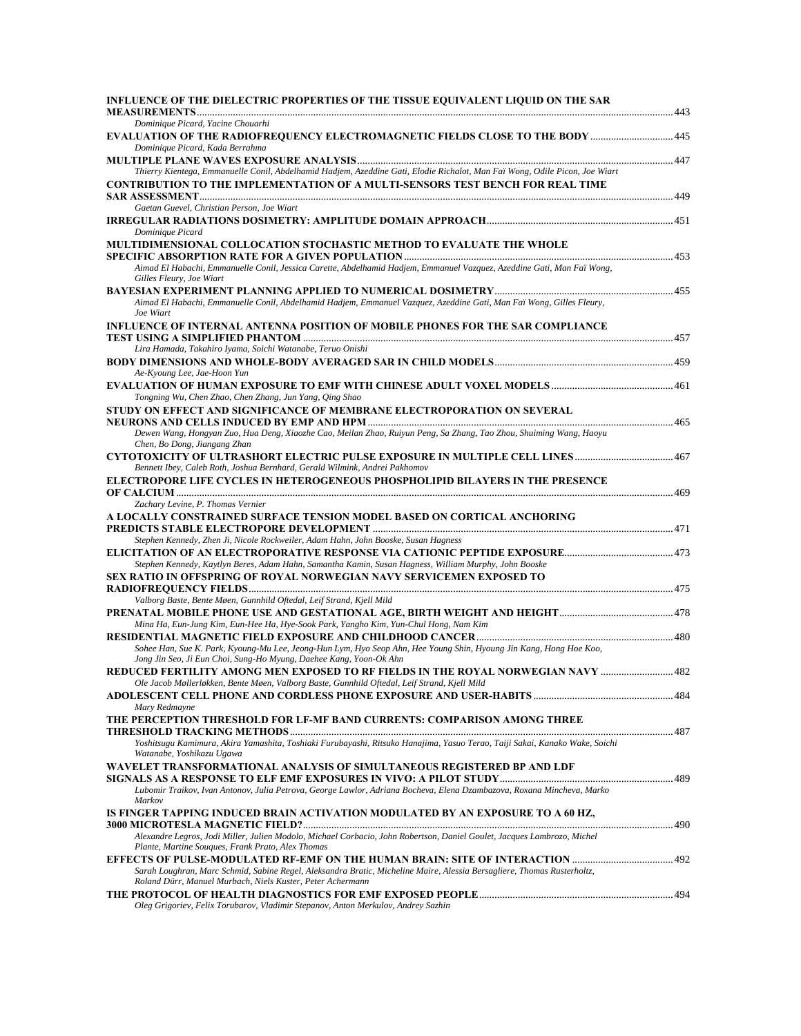**INFLUENCE OF THE DIELECTRIC PROPERTIES OF THE TISSUE EQUIVALENT LIQUID ON THE SAR MEASUREMENTS** ........ 443
*Dominique Picard, Yacine Chouarhi*

**EVALUATION OF THE RADIOFREQUENCY ELECTROMAGNETIC FIELDS CLOSE TO THE BODY** ........ 445
*Dominique Picard, Kada Berrahma*

**MULTIPLE PLANE WAVES EXPOSURE ANALYSIS** ........ 447
*Thierry Kientega, Emmanuelle Conil, Abdelhamid Hadjem, Azeddine Gati, Elodie Richalot, Man Faï Wong, Odile Picon, Joe Wiart*

**CONTRIBUTION TO THE IMPLEMENTATION OF A MULTI-SENSORS TEST BENCH FOR REAL TIME SAR ASSESSMENT** ........ 449
*Gaetan Guevel, Christian Person, Joe Wiart*

**IRREGULAR RADIATIONS DOSIMETRY: AMPLITUDE DOMAIN APPROACH** ........ 451
*Dominique Picard*

**MULTIDIMENSIONAL COLLOCATION STOCHASTIC METHOD TO EVALUATE THE WHOLE SPECIFIC ABSORPTION RATE FOR A GIVEN POPULATION** ........ 453
*Aimad El Habachi, Emmanuelle Conil, Jessica Carette, Abdelhamid Hadjem, Emmanuel Vazquez, Azeddine Gati, Man Faï Wong, Gilles Fleury, Joe Wiart*

**BAYESIAN EXPERIMENT PLANNING APPLIED TO NUMERICAL DOSIMETRY** ........ 455
*Aimad El Habachi, Emmanuelle Conil, Abdelhamid Hadjem, Emmanuel Vazquez, Azeddine Gati, Man Faï Wong, Gilles Fleury, Joe Wiart*

**INFLUENCE OF INTERNAL ANTENNA POSITION OF MOBILE PHONES FOR THE SAR COMPLIANCE TEST USING A SIMPLIFIED PHANTOM** ........ 457
*Lira Hamada, Takahiro Iyama, Soichi Watanabe, Teruo Onishi*

**BODY DIMENSIONS AND WHOLE-BODY AVERAGED SAR IN CHILD MODELS** ........ 459
*Ae-Kyoung Lee, Jae-Hoon Yun*

**EVALUATION OF HUMAN EXPOSURE TO EMF WITH CHINESE ADULT VOXEL MODELS** ........ 461
*Tongning Wu, Chen Zhao, Chen Zhang, Jun Yang, Qing Shao*

**STUDY ON EFFECT AND SIGNIFICANCE OF MEMBRANE ELECTROPORATION ON SEVERAL NEURONS AND CELLS INDUCED BY EMP AND HPM** ........ 465
*Dewen Wang, Hongyan Zuo, Hua Deng, Xiaozhe Cao, Meilan Zhao, Ruiyun Peng, Sa Zhang, Tao Zhou, Shuiming Wang, Haoyu Chen, Bo Dong, Jiangang Zhan*

**CYTOTOXICITY OF ULTRASHORT ELECTRIC PULSE EXPOSURE IN MULTIPLE CELL LINES** ........ 467
*Bennett Ibey, Caleb Roth, Joshua Bernhard, Gerald Wilmink, Andrei Pakhomov*

**ELECTROPORE LIFE CYCLES IN HETEROGENEOUS PHOSPHOLIPID BILAYERS IN THE PRESENCE OF CALCIUM** ........ 469
*Zachary Levine, P. Thomas Vernier*

**A LOCALLY CONSTRAINED SURFACE TENSION MODEL BASED ON CORTICAL ANCHORING PREDICTS STABLE ELECTROPORE DEVELOPMENT** ........ 471
*Stephen Kennedy, Zhen Ji, Nicole Rockweiler, Adam Hahn, John Booske, Susan Hagness*

**ELICITATION OF AN ELECTROPORATIVE RESPONSE VIA CATIONIC PEPTIDE EXPOSURE** ........ 473
*Stephen Kennedy, Kaytlyn Beres, Adam Hahn, Samantha Kamin, Susan Hagness, William Murphy, John Booske*

**SEX RATIO IN OFFSPRING OF ROYAL NORWEGIAN NAVY SERVICEMEN EXPOSED TO RADIOFREQUENCY FIELDS** ........ 475
*Valborg Baste, Bente Møen, Gunnhild Oftedal, Leif Strand, Kjell Mild*

**PRENATAL MOBILE PHONE USE AND GESTATIONAL AGE, BIRTH WEIGHT AND HEIGHT** ........ 478
*Mina Ha, Eun-Jung Kim, Eun-Hee Ha, Hye-Sook Park, Yangho Kim, Yun-Chul Hong, Nam Kim*

**RESIDENTIAL MAGNETIC FIELD EXPOSURE AND CHILDHOOD CANCER** ........ 480
*Sohee Han, Sue K. Park, Kyoung-Mu Lee, Jeong-Hun Lym, Hyo Seop Ahn, Hee Young Shin, Hyoung Jin Kang, Hong Hoe Koo, Jong Jin Seo, Ji Eun Choi, Sung-Ho Myung, Daehee Kang, Yoon-Ok Ahn*

**REDUCED FERTILITY AMONG MEN EXPOSED TO RF FIELDS IN THE ROYAL NORWEGIAN NAVY** ........ 482
*Ole Jacob Møllerløkken, Bente Møen, Valborg Baste, Gunnhild Oftedal, Leif Strand, Kjell Mild*

**ADOLESCENT CELL PHONE AND CORDLESS PHONE EXPOSURE AND USER-HABITS** ........ 484
*Mary Redmayne*

**THE PERCEPTION THRESHOLD FOR LF-MF BAND CURRENTS: COMPARISON AMONG THREE THRESHOLD TRACKING METHODS** ........ 487
*Yoshitsugu Kamimura, Akira Yamashita, Toshiaki Furubayashi, Ritsuko Hanajima, Yasuo Terao, Taiji Sakai, Kanako Wake, Soichi Watanabe, Yoshikazu Ugawa*

**WAVELET TRANSFORMATIONAL ANALYSIS OF SIMULTANEOUS REGISTERED BP AND LDF SIGNALS AS A RESPONSE TO ELF EMF EXPOSURES IN VIVO: A PILOT STUDY** ........ 489
*Lubomir Traikov, Ivan Antonov, Julia Petrova, George Lawlor, Adriana Bocheva, Elena Dzambazova, Roxana Mincheva, Marko Markov*

**IS FINGER TAPPING INDUCED BRAIN ACTIVATION MODULATED BY AN EXPOSURE TO A 60 HZ, 3000 MICROTESLA MAGNETIC FIELD?** ........ 490
*Alexandre Legros, Jodi Miller, Julien Modolo, Michael Corbacio, John Robertson, Daniel Goulet, Jacques Lambrozo, Michel Plante, Martine Souques, Frank Prato, Alex Thomas*

**EFFECTS OF PULSE-MODULATED RF-EMF ON THE HUMAN BRAIN: SITE OF INTERACTION** ........ 492
*Sarah Loughran, Marc Schmid, Sabine Regel, Aleksandra Bratic, Micheline Maire, Alessia Bersagliere, Thomas Rusterholtz, Roland Dürr, Manuel Murbach, Niels Kuster, Peter Achermann*

**THE PROTOCOL OF HEALTH DIAGNOSTICS FOR EMF EXPOSED PEOPLE** ........ 494
*Oleg Grigoriev, Felix Torubarov, Vladimir Stepanov, Anton Merkulov, Andrey Sazhin*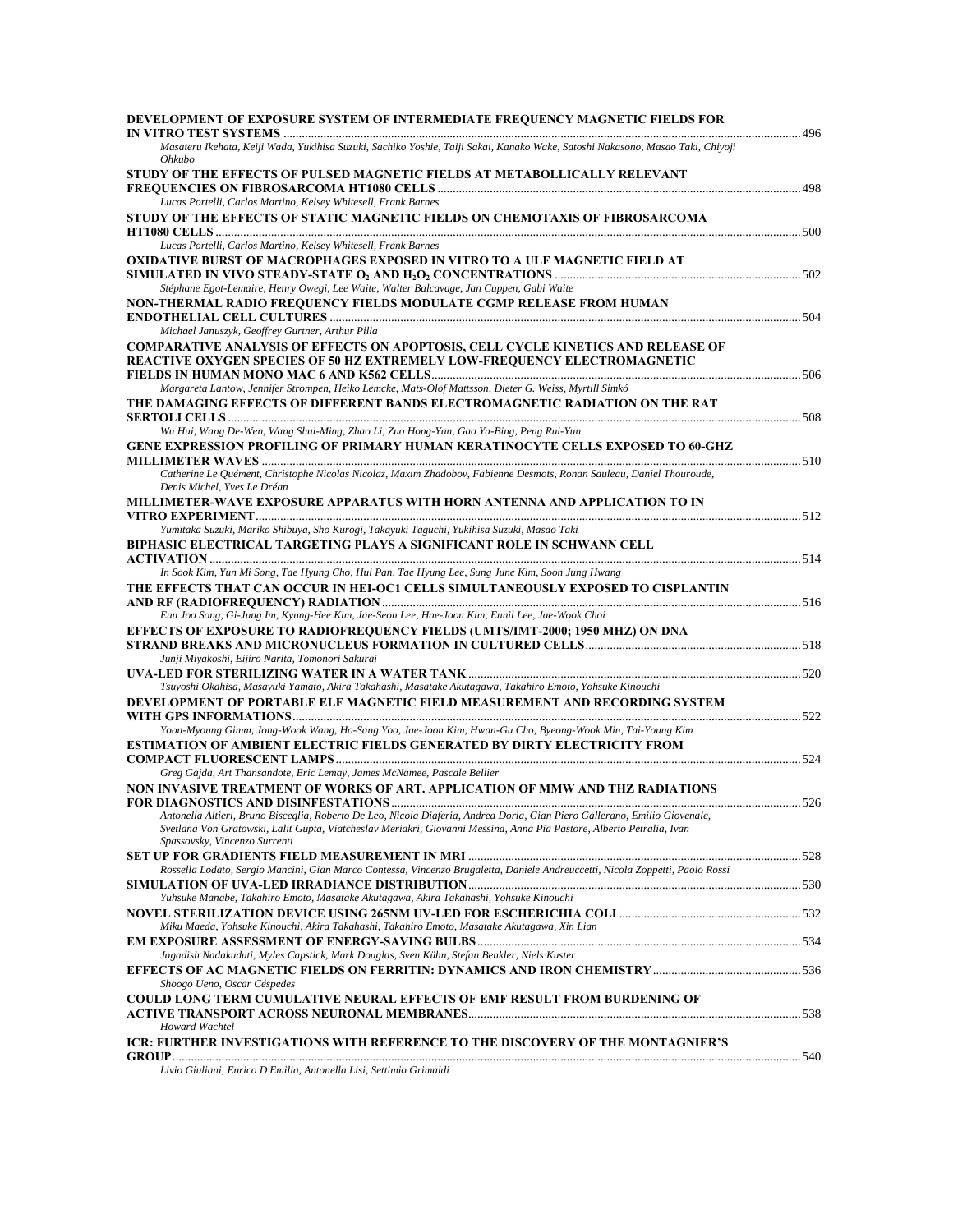**DEVELOPMENT OF EXPOSURE SYSTEM OF INTERMEDIATE FREQUENCY MAGNETIC FIELDS FOR IN VITRO TEST SYSTEMS** ..... 496
*Masateru Ikehata, Keiji Wada, Yukihisa Suzuki, Sachiko Yoshie, Taiji Sakai, Kanako Wake, Satoshi Nakasono, Masao Taki, Chiyoji Ohkubo*

**STUDY OF THE EFFECTS OF PULSED MAGNETIC FIELDS AT METABOLLICALLY RELEVANT FREQUENCIES ON FIBROSARCOMA HT1080 CELLS** ..... 498
*Lucas Portelli, Carlos Martino, Kelsey Whitesell, Frank Barnes*

**STUDY OF THE EFFECTS OF STATIC MAGNETIC FIELDS ON CHEMOTAXIS OF FIBROSARCOMA HT1080 CELLS** ..... 500
*Lucas Portelli, Carlos Martino, Kelsey Whitesell, Frank Barnes*

**OXIDATIVE BURST OF MACROPHAGES EXPOSED IN VITRO TO A ULF MAGNETIC FIELD AT SIMULATED IN VIVO STEADY-STATE $O_2$ AND $H_2O_2$ CONCENTRATIONS** ..... 502
*Stéphane Egot-Lemaire, Henry Owegi, Lee Waite, Walter Balcavage, Jan Cuppen, Gabi Waite*

**NON-THERMAL RADIO FREQUENCY FIELDS MODULATE CGMP RELEASE FROM HUMAN ENDOTHELIAL CELL CULTURES** ..... 504
*Michael Januszyk, Geoffrey Gurtner, Arthur Pilla*

**COMPARATIVE ANALYSIS OF EFFECTS ON APOPTOSIS, CELL CYCLE KINETICS AND RELEASE OF REACTIVE OXYGEN SPECIES OF 50 HZ EXTREMELY LOW-FREQUENCY ELECTROMAGNETIC FIELDS IN HUMAN MONO MAC 6 AND K562 CELLS** ..... 506
*Margareta Lantow, Jennifer Strompen, Heiko Lemcke, Mats-Olof Mattsson, Dieter G. Weiss, Myrtill Simkó*

**THE DAMAGING EFFECTS OF DIFFERENT BANDS ELECTROMAGNETIC RADIATION ON THE RAT SERTOLI CELLS** ..... 508
*Wu Hui, Wang De-Wen, Wang Shui-Ming, Zhao Li, Zuo Hong-Yan, Gao Ya-Bing, Peng Rui-Yun*

**GENE EXPRESSION PROFILING OF PRIMARY HUMAN KERATINOCYTE CELLS EXPOSED TO 60-GHZ MILLIMETER WAVES** ..... 510
*Catherine Le Quément, Christophe Nicolas Nicolaz, Maxim Zhadobov, Fabienne Desmots, Ronan Sauleau, Daniel Thouroude, Denis Michel, Yves Le Dréan*

**MILLIMETER-WAVE EXPOSURE APPARATUS WITH HORN ANTENNA AND APPLICATION TO IN VITRO EXPERIMENT** ..... 512
*Yumitaka Suzuki, Mariko Shibuya, Sho Kurogi, Takayuki Taguchi, Yukihisa Suzuki, Masao Taki*

**BIPHASIC ELECTRICAL TARGETING PLAYS A SIGNIFICANT ROLE IN SCHWANN CELL ACTIVATION** ..... 514
*In Sook Kim, Yun Mi Song, Tae Hyung Cho, Hui Pan, Tae Hyung Lee, Sung June Kim, Soon Jung Hwang*

**THE EFFECTS THAT CAN OCCUR IN HEI-OC1 CELLS SIMULTANEOUSLY EXPOSED TO CISPLANTIN AND RF (RADIOFREQUENCY) RADIATION** ..... 516
*Eun Joo Song, Gi-Jung Im, Kyung-Hee Kim, Jae-Seon Lee, Hae-Joon Kim, Eunil Lee, Jae-Wook Choi*

**EFFECTS OF EXPOSURE TO RADIOFREQUENCY FIELDS (UMTS/IMT-2000; 1950 MHZ) ON DNA STRAND BREAKS AND MICRONUCLEUS FORMATION IN CULTURED CELLS** ..... 518
*Junji Miyakoshi, Eijiro Narita, Tomonori Sakurai*

**UVA-LED FOR STERILIZING WATER IN A WATER TANK** ..... 520
*Tsuyoshi Okahisa, Masayuki Yamato, Akira Takahashi, Masatake Akutagawa, Takahiro Emoto, Yohsuke Kinouchi*

**DEVELOPMENT OF PORTABLE ELF MAGNETIC FIELD MEASUREMENT AND RECORDING SYSTEM WITH GPS INFORMATIONS** ..... 522
*Yoon-Myoung Gimm, Jong-Wook Wang, Ho-Sang Yoo, Jae-Joon Kim, Hwan-Gu Cho, Byeong-Wook Min, Tai-Young Kim*

**ESTIMATION OF AMBIENT ELECTRIC FIELDS GENERATED BY DIRTY ELECTRICITY FROM COMPACT FLUORESCENT LAMPS** ..... 524
*Greg Gajda, Art Thansandote, Eric Lemay, James McNamee, Pascale Bellier*

**NON INVASIVE TREATMENT OF WORKS OF ART. APPLICATION OF MMW AND THZ RADIATIONS FOR DIAGNOSTICS AND DISINFESTATIONS** ..... 526
*Antonella Altieri, Bruno Bisceglia, Roberto De Leo, Nicola Diaferia, Andrea Doria, Gian Piero Gallerano, Emilio Giovenale, Svetlana Von Gratowski, Lalit Gupta, Viatcheslav Meriakri, Giovanni Messina, Anna Pia Pastore, Alberto Petralia, Ivan Spassovsky, Vincenzo Surrenti*

**SET UP FOR GRADIENTS FIELD MEASUREMENT IN MRI** ..... 528
*Rossella Lodato, Sergio Mancini, Gian Marco Contessa, Vincenzo Brugaletta, Daniele Andreuccetti, Nicola Zoppetti, Paolo Rossi*

**SIMULATION OF UVA-LED IRRADIANCE DISTRIBUTION** ..... 530
*Yuhsuke Manabe, Takahiro Emoto, Masatake Akutagawa, Akira Takahashi, Yohsuke Kinouchi*

**NOVEL STERILIZATION DEVICE USING 265NM UV-LED FOR ESCHERICHIA COLI** ..... 532
*Miku Maeda, Yohsuke Kinouchi, Akira Takahashi, Takahiro Emoto, Masatake Akutagawa, Xin Lian*

**EM EXPOSURE ASSESSMENT OF ENERGY-SAVING BULBS** ..... 534
*Jagadish Nadakuduti, Myles Capstick, Mark Douglas, Sven Kühn, Stefan Benkler, Niels Kuster*

**EFFECTS OF AC MAGNETIC FIELDS ON FERRITIN: DYNAMICS AND IRON CHEMISTRY** ..... 536
*Shoogo Ueno, Oscar Céspedes*

**COULD LONG TERM CUMULATIVE NEURAL EFFECTS OF EMF RESULT FROM BURDENING OF ACTIVE TRANSPORT ACROSS NEURONAL MEMBRANES** ..... 538
*Howard Wachtel*

**ICR: FURTHER INVESTIGATIONS WITH REFERENCE TO THE DISCOVERY OF THE MONTAGNIER'S GROUP** ..... 540
*Livio Giuliani, Enrico D'Emilia, Antonella Lisi, Settimio Grimaldi*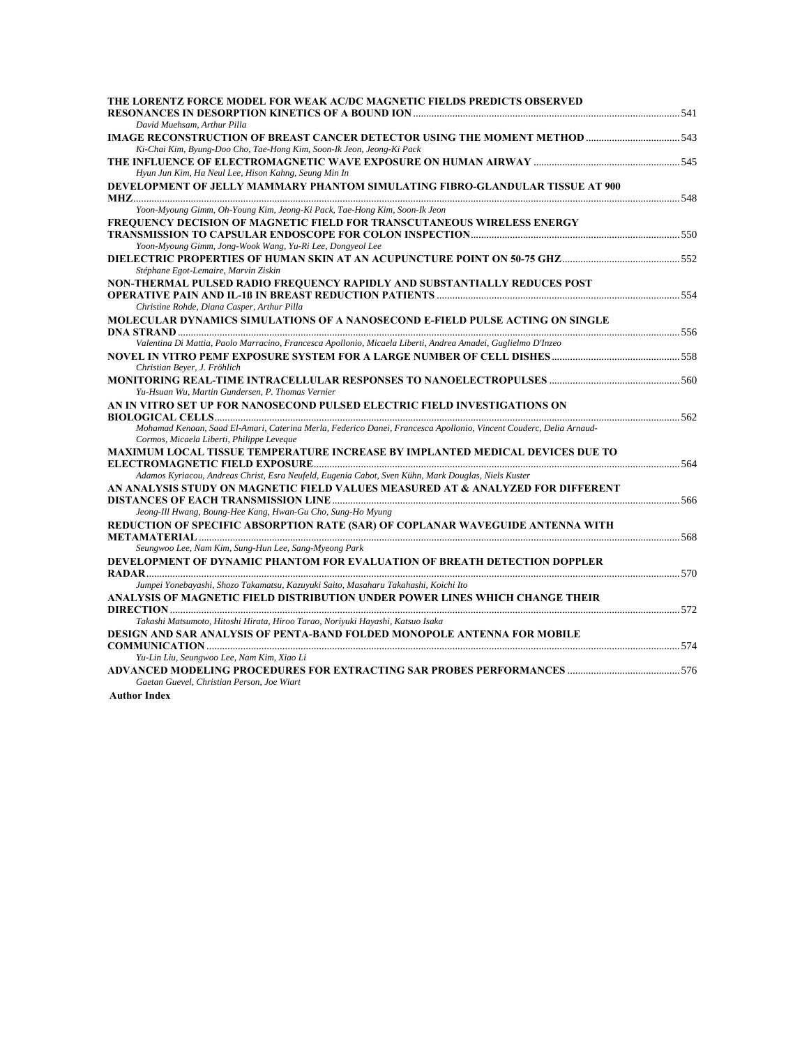**THE LORENTZ FORCE MODEL FOR WEAK AC/DC MAGNETIC FIELDS PREDICTS OBSERVED RESONANCES IN DESORPTION KINETICS OF A BOUND ION** ..... 541
*David Muehsam, Arthur Pilla*

**IMAGE RECONSTRUCTION OF BREAST CANCER DETECTOR USING THE MOMENT METHOD** ..... 543
*Ki-Chai Kim, Byung-Doo Cho, Tae-Hong Kim, Soon-Ik Jeon, Jeong-Ki Pack*

**THE INFLUENCE OF ELECTROMAGNETIC WAVE EXPOSURE ON HUMAN AIRWAY** ..... 545
*Hyun Jun Kim, Ha Neul Lee, Hison Kahng, Seung Min In*

**DEVELOPMENT OF JELLY MAMMARY PHANTOM SIMULATING FIBRO-GLANDULAR TISSUE AT 900 MHZ** ..... 548
*Yoon-Myoung Gimm, Oh-Young Kim, Jeong-Ki Pack, Tae-Hong Kim, Soon-Ik Jeon*

**FREQUENCY DECISION OF MAGNETIC FIELD FOR TRANSCUTANEOUS WIRELESS ENERGY TRANSMISSION TO CAPSULAR ENDOSCOPE FOR COLON INSPECTION** ..... 550
*Yoon-Myoung Gimm, Jong-Wook Wang, Yu-Ri Lee, Dongyeol Lee*

**DIELECTRIC PROPERTIES OF HUMAN SKIN AT AN ACUPUNCTURE POINT ON 50-75 GHZ** ..... 552
*Stéphane Egot-Lemaire, Marvin Ziskin*

**NON-THERMAL PULSED RADIO FREQUENCY RAPIDLY AND SUBSTANTIALLY REDUCES POST OPERATIVE PAIN AND IL-1ß IN BREAST REDUCTION PATIENTS** ..... 554
*Christine Rohde, Diana Casper, Arthur Pilla*

**MOLECULAR DYNAMICS SIMULATIONS OF A NANOSECOND E-FIELD PULSE ACTING ON SINGLE DNA STRAND** ..... 556
*Valentina Di Mattia, Paolo Marracino, Francesca Apollonio, Micaela Liberti, Andrea Amadei, Guglielmo D'Inzeo*

**NOVEL IN VITRO PEMF EXPOSURE SYSTEM FOR A LARGE NUMBER OF CELL DISHES** ..... 558
*Christian Beyer, J. Fröhlich*

**MONITORING REAL-TIME INTRACELLULAR RESPONSES TO NANOELECTROPULSES** ..... 560
*Yu-Hsuan Wu, Martin Gundersen, P. Thomas Vernier*

**AN IN VITRO SET UP FOR NANOSECOND PULSED ELECTRIC FIELD INVESTIGATIONS ON BIOLOGICAL CELLS** ..... 562
*Mohamad Kenaan, Saad El-Amari, Caterina Merla, Federico Danei, Francesca Apollonio, Vincent Couderc, Delia Arnaud-Cormos, Micaela Liberti, Philippe Leveque*

**MAXIMUM LOCAL TISSUE TEMPERATURE INCREASE BY IMPLANTED MEDICAL DEVICES DUE TO ELECTROMAGNETIC FIELD EXPOSURE** ..... 564
*Adamos Kyriacou, Andreas Christ, Esra Neufeld, Eugenia Cabot, Sven Kühn, Mark Douglas, Niels Kuster*

**AN ANALYSIS STUDY ON MAGNETIC FIELD VALUES MEASURED AT & ANALYZED FOR DIFFERENT DISTANCES OF EACH TRANSMISSION LINE** ..... 566
*Jeong-Ill Hwang, Boung-Hee Kang, Hwan-Gu Cho, Sung-Ho Myung*

**REDUCTION OF SPECIFIC ABSORPTION RATE (SAR) OF COPLANAR WAVEGUIDE ANTENNA WITH METAMATERIAL** ..... 568
*Seungwoo Lee, Nam Kim, Sung-Hun Lee, Sang-Myeong Park*

**DEVELOPMENT OF DYNAMIC PHANTOM FOR EVALUATION OF BREATH DETECTION DOPPLER RADAR** ..... 570
*Jumpei Yonebayashi, Shozo Takamatsu, Kazuyuki Saito, Masaharu Takahashi, Koichi Ito*

**ANALYSIS OF MAGNETIC FIELD DISTRIBUTION UNDER POWER LINES WHICH CHANGE THEIR DIRECTION** ..... 572
*Takashi Matsumoto, Hitoshi Hirata, Hiroo Tarao, Noriyuki Hayashi, Katsuo Isaka*

**DESIGN AND SAR ANALYSIS OF PENTA-BAND FOLDED MONOPOLE ANTENNA FOR MOBILE COMMUNICATION** ..... 574
*Yu-Lin Liu, Seungwoo Lee, Nam Kim, Xiao Li*

**ADVANCED MODELING PROCEDURES FOR EXTRACTING SAR PROBES PERFORMANCES** ..... 576
*Gaetan Guevel, Christian Person, Joe Wiart*

**Author Index**